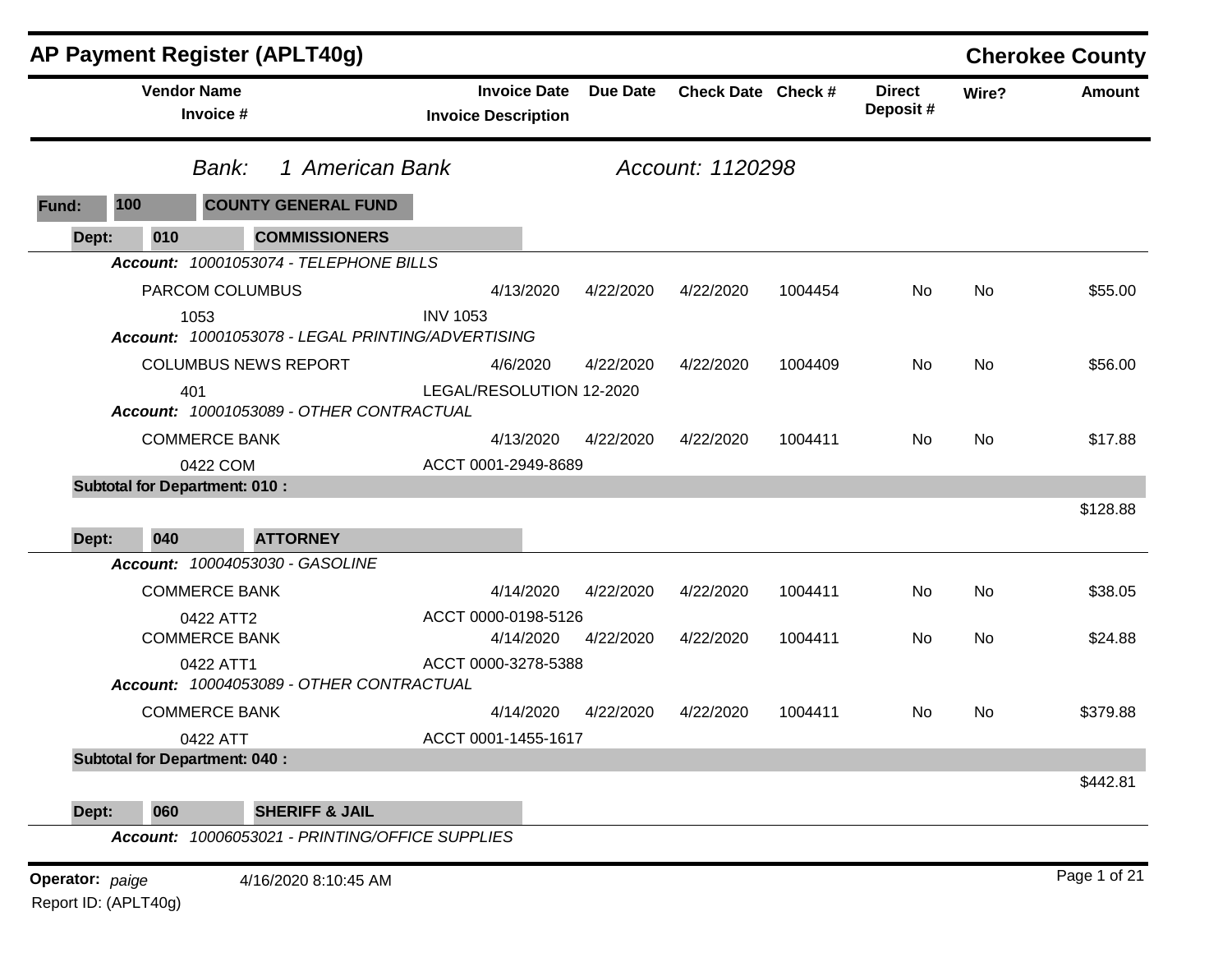# AP Payment Register (APLT40g)

## Cherokee County

*Bank:* *1 American Bank* *Account: 1120298*

**Fund: 100 COUNTY GENERAL FUND**

**Dept: 010 COMMISSIONERS**

| Vendor Name / Invoice # | Invoice Date / Invoice Description | Due Date | Check Date | Check # | Direct Deposit # | Wire? | Amount |
|---|---|---|---|---|---|---|---|
| ***Account:*** *10001053074 - TELEPHONE BILLS* | | | | | | | |
| PARCOM COLUMBUS | 4/13/2020 | 4/22/2020 | 4/22/2020 | 1004454 | No | No | $55.00 |
| 1053 | INV 1053 | | | | | | |
| ***Account:*** *10001053078 - LEGAL PRINTING/ADVERTISING* | | | | | | | |
| COLUMBUS NEWS REPORT | 4/6/2020 | 4/22/2020 | 4/22/2020 | 1004409 | No | No | $56.00 |
| 401 | LEGAL/RESOLUTION 12-2020 | | | | | | |
| ***Account:*** *10001053089 - OTHER CONTRACTUAL* | | | | | | | |
| COMMERCE BANK | 4/13/2020 | 4/22/2020 | 4/22/2020 | 1004411 | No | No | $17.88 |
| 0422 COM | ACCT 0001-2949-8689 | | | | | | |
| **Subtotal for Department: 010 :** | | | | | | | $128.88 |

**Dept: 040 ATTORNEY**

| Vendor Name / Invoice # | Invoice Date / Invoice Description | Due Date | Check Date | Check # | Direct Deposit # | Wire? | Amount |
|---|---|---|---|---|---|---|---|
| ***Account:*** *10004053030 - GASOLINE* | | | | | | | |
| COMMERCE BANK | 4/14/2020 | 4/22/2020 | 4/22/2020 | 1004411 | No | No | $38.05 |
| 0422 ATT2 | ACCT 0000-0198-5126 | | | | | | |
| COMMERCE BANK | 4/14/2020 | 4/22/2020 | 4/22/2020 | 1004411 | No | No | $24.88 |
| 0422 ATT1 | ACCT 0000-3278-5388 | | | | | | |
| ***Account:*** *10004053089 - OTHER CONTRACTUAL* | | | | | | | |
| COMMERCE BANK | 4/14/2020 | 4/22/2020 | 4/22/2020 | 1004411 | No | No | $379.88 |
| 0422 ATT | ACCT 0001-1455-1617 | | | | | | |
| **Subtotal for Department: 040 :** | | | | | | | $442.81 |

**Dept: 060 SHERIFF & JAIL**

***Account:*** *10006053021 - PRINTING/OFFICE SUPPLIES*

**Operator:** *paige* 4/16/2020 8:10:45 AM

Report ID: (APLT40g)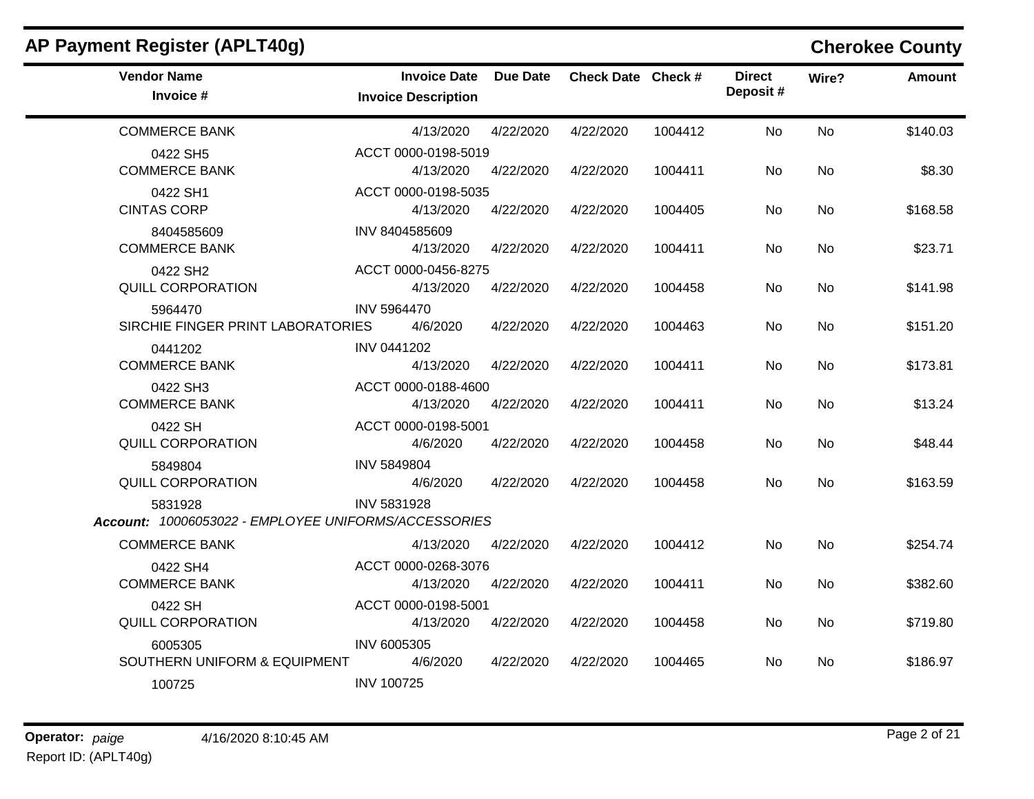## AP Payment Register (APLT40g)

**Cherokee County**

| Vendor Name / Invoice # | Invoice Date / Invoice Description | Due Date | Check Date | Check # | Direct Deposit # | Wire? | Amount |
|---|---|---|---|---|---|---|---|
| COMMERCE BANK | 4/13/2020 | 4/22/2020 | 4/22/2020 | 1004412 | No | No | $140.03 |
| 0422 SH5 | ACCT 0000-0198-5019 | | | | | | |
| COMMERCE BANK | 4/13/2020 | 4/22/2020 | 4/22/2020 | 1004411 | No | No | $8.30 |
| 0422 SH1 | ACCT 0000-0198-5035 | | | | | | |
| CINTAS CORP | 4/13/2020 | 4/22/2020 | 4/22/2020 | 1004405 | No | No | $168.58 |
| 8404585609 | INV 8404585609 | | | | | | |
| COMMERCE BANK | 4/13/2020 | 4/22/2020 | 4/22/2020 | 1004411 | No | No | $23.71 |
| 0422 SH2 | ACCT 0000-0456-8275 | | | | | | |
| QUILL CORPORATION | 4/13/2020 | 4/22/2020 | 4/22/2020 | 1004458 | No | No | $141.98 |
| 5964470 | INV 5964470 | | | | | | |
| SIRCHIE FINGER PRINT LABORATORIES | 4/6/2020 | 4/22/2020 | 4/22/2020 | 1004463 | No | No | $151.20 |
| 0441202 | INV 0441202 | | | | | | |
| COMMERCE BANK | 4/13/2020 | 4/22/2020 | 4/22/2020 | 1004411 | No | No | $173.81 |
| 0422 SH3 | ACCT 0000-0188-4600 | | | | | | |
| COMMERCE BANK | 4/13/2020 | 4/22/2020 | 4/22/2020 | 1004411 | No | No | $13.24 |
| 0422 SH | ACCT 0000-0198-5001 | | | | | | |
| QUILL CORPORATION | 4/6/2020 | 4/22/2020 | 4/22/2020 | 1004458 | No | No | $48.44 |
| 5849804 | INV 5849804 | | | | | | |
| QUILL CORPORATION | 4/6/2020 | 4/22/2020 | 4/22/2020 | 1004458 | No | No | $163.59 |
| 5831928 | INV 5831928 | | | | | | |

***Account:** 10006053022 - EMPLOYEE UNIFORMS/ACCESSORIES*

| Vendor Name / Invoice # | Invoice Date / Invoice Description | Due Date | Check Date | Check # | Direct Deposit # | Wire? | Amount |
|---|---|---|---|---|---|---|---|
| COMMERCE BANK | 4/13/2020 | 4/22/2020 | 4/22/2020 | 1004412 | No | No | $254.74 |
| 0422 SH4 | ACCT 0000-0268-3076 | | | | | | |
| COMMERCE BANK | 4/13/2020 | 4/22/2020 | 4/22/2020 | 1004411 | No | No | $382.60 |
| 0422 SH | ACCT 0000-0198-5001 | | | | | | |
| QUILL CORPORATION | 4/13/2020 | 4/22/2020 | 4/22/2020 | 1004458 | No | No | $719.80 |
| 6005305 | INV 6005305 | | | | | | |
| SOUTHERN UNIFORM & EQUIPMENT | 4/6/2020 | 4/22/2020 | 4/22/2020 | 1004465 | No | No | $186.97 |
| 100725 | INV 100725 | | | | | | |

**Operator:** *paige* 4/16/2020 8:10:45 AM

Report ID: (APLT40g)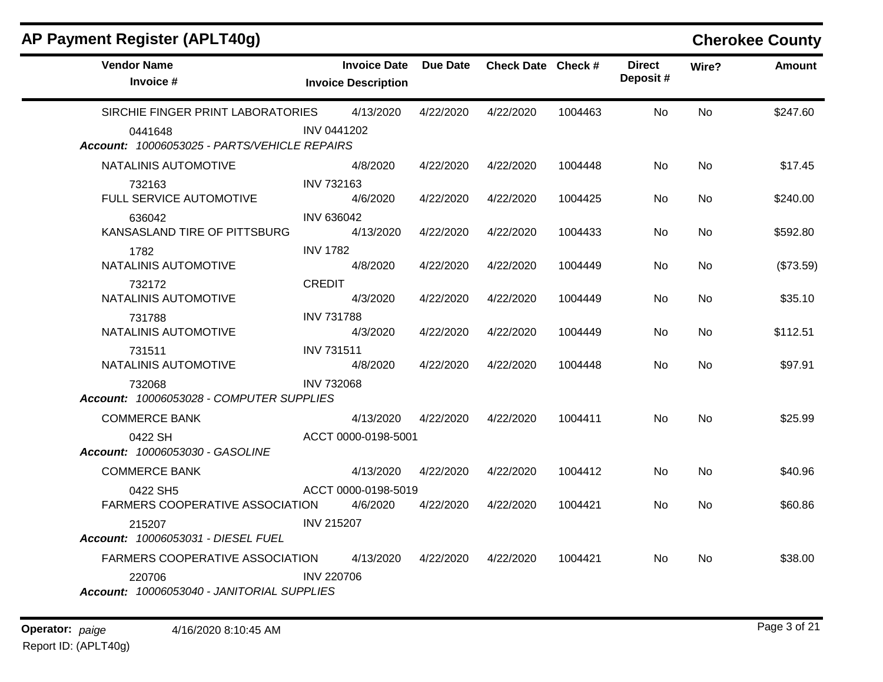## AP Payment Register (APLT40g)

**Cherokee County**

| Vendor Name / Invoice # | Invoice Date / Invoice Description | Due Date | Check Date | Check # | Direct Deposit # | Wire? | Amount |
|---|---|---|---|---|---|---|---|
| SIRCHIE FINGER PRINT LABORATORIES | 4/13/2020 | 4/22/2020 | 4/22/2020 | 1004463 | No | No | $247.60 |
| 0441648 | INV 0441202 | | | | | | |
| ***Account:* 10006053025 - PARTS/VEHICLE REPAIRS** | | | | | | | |
| NATALINIS AUTOMOTIVE | 4/8/2020 | 4/22/2020 | 4/22/2020 | 1004448 | No | No | $17.45 |
| 732163 | INV 732163 | | | | | | |
| FULL SERVICE AUTOMOTIVE | 4/6/2020 | 4/22/2020 | 4/22/2020 | 1004425 | No | No | $240.00 |
| 636042 | INV 636042 | | | | | | |
| KANSASLAND TIRE OF PITTSBURG | 4/13/2020 | 4/22/2020 | 4/22/2020 | 1004433 | No | No | $592.80 |
| 1782 | INV 1782 | | | | | | |
| NATALINIS AUTOMOTIVE | 4/8/2020 | 4/22/2020 | 4/22/2020 | 1004449 | No | No | ($73.59) |
| 732172 | CREDIT | | | | | | |
| NATALINIS AUTOMOTIVE | 4/3/2020 | 4/22/2020 | 4/22/2020 | 1004449 | No | No | $35.10 |
| 731788 | INV 731788 | | | | | | |
| NATALINIS AUTOMOTIVE | 4/3/2020 | 4/22/2020 | 4/22/2020 | 1004449 | No | No | $112.51 |
| 731511 | INV 731511 | | | | | | |
| NATALINIS AUTOMOTIVE | 4/8/2020 | 4/22/2020 | 4/22/2020 | 1004448 | No | No | $97.91 |
| 732068 | INV 732068 | | | | | | |
| ***Account:* 10006053028 - COMPUTER SUPPLIES** | | | | | | | |
| COMMERCE BANK | 4/13/2020 | 4/22/2020 | 4/22/2020 | 1004411 | No | No | $25.99 |
| 0422 SH | ACCT 0000-0198-5001 | | | | | | |
| ***Account:* 10006053030 - GASOLINE** | | | | | | | |
| COMMERCE BANK | 4/13/2020 | 4/22/2020 | 4/22/2020 | 1004412 | No | No | $40.96 |
| 0422 SH5 | ACCT 0000-0198-5019 | | | | | | |
| FARMERS COOPERATIVE ASSOCIATION | 4/6/2020 | 4/22/2020 | 4/22/2020 | 1004421 | No | No | $60.86 |
| 215207 | INV 215207 | | | | | | |
| ***Account:* 10006053031 - DIESEL FUEL** | | | | | | | |
| FARMERS COOPERATIVE ASSOCIATION | 4/13/2020 | 4/22/2020 | 4/22/2020 | 1004421 | No | No | $38.00 |
| 220706 | INV 220706 | | | | | | |
| ***Account:* 10006053040 - JANITORIAL SUPPLIES** | | | | | | | |

**Operator:** *paige* 4/16/2020 8:10:45 AM

Report ID: (APLT40g)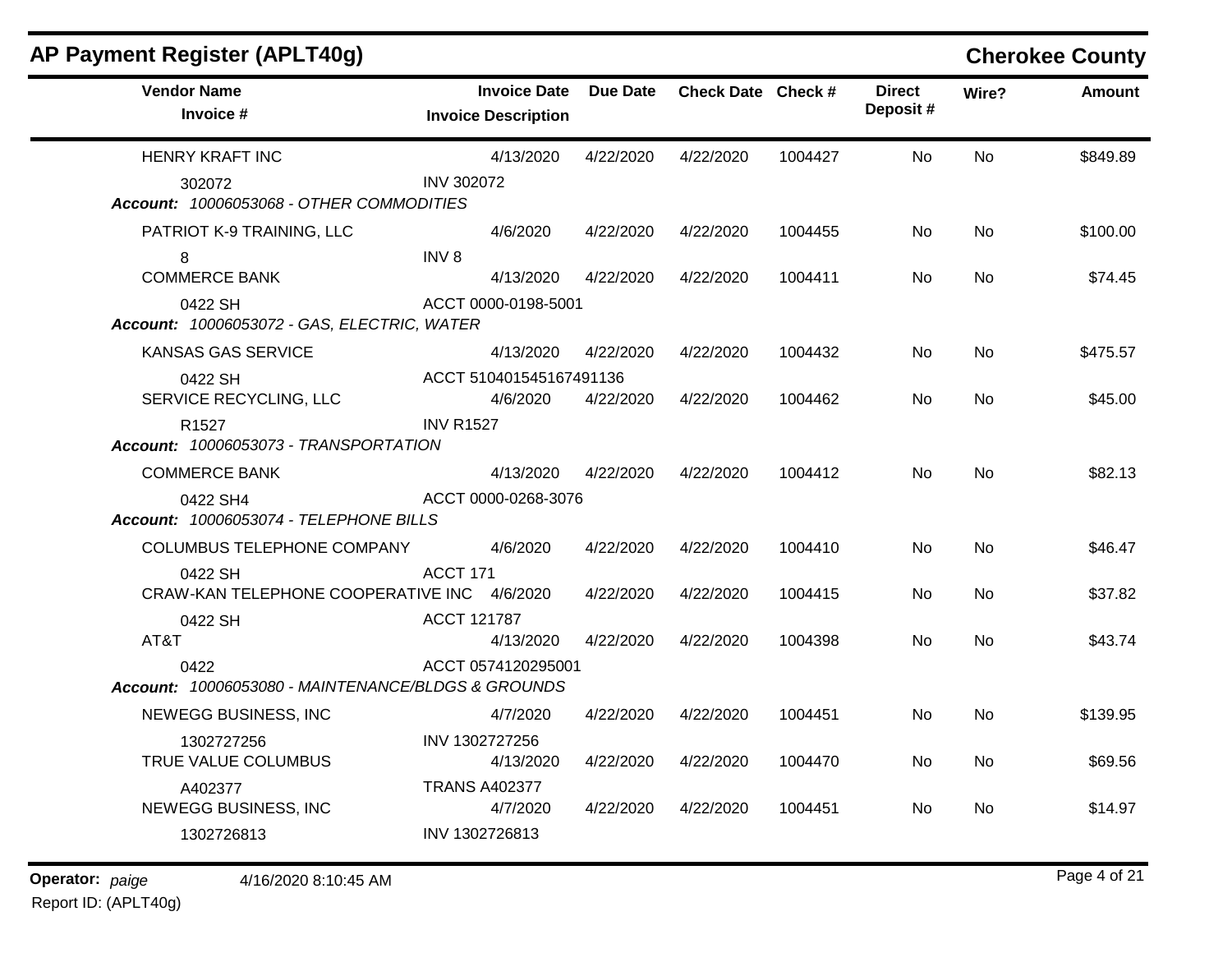## AP Payment Register (APLT40g)

**Cherokee County**

| Vendor Name / Invoice # | Invoice Date / Invoice Description | Due Date | Check Date | Check # | Direct Deposit # | Wire? | Amount |
|---|---|---|---|---|---|---|---|
| HENRY KRAFT INC | 4/13/2020 | 4/22/2020 | 4/22/2020 | 1004427 | No | No | $849.89 |
| 302072 | INV 302072 | | | | | | |
| ***Account: 10006053068 - OTHER COMMODITIES*** | | | | | | | |
| PATRIOT K-9 TRAINING, LLC | 4/6/2020 | 4/22/2020 | 4/22/2020 | 1004455 | No | No | $100.00 |
| 8 | INV 8 | | | | | | |
| COMMERCE BANK | 4/13/2020 | 4/22/2020 | 4/22/2020 | 1004411 | No | No | $74.45 |
| 0422 SH | ACCT 0000-0198-5001 | | | | | | |
| ***Account: 10006053072 - GAS, ELECTRIC, WATER*** | | | | | | | |
| KANSAS GAS SERVICE | 4/13/2020 | 4/22/2020 | 4/22/2020 | 1004432 | No | No | $475.57 |
| 0422 SH | ACCT 510401545167491136 | | | | | | |
| SERVICE RECYCLING, LLC | 4/6/2020 | 4/22/2020 | 4/22/2020 | 1004462 | No | No | $45.00 |
| R1527 | INV R1527 | | | | | | |
| ***Account: 10006053073 - TRANSPORTATION*** | | | | | | | |
| COMMERCE BANK | 4/13/2020 | 4/22/2020 | 4/22/2020 | 1004412 | No | No | $82.13 |
| 0422 SH4 | ACCT 0000-0268-3076 | | | | | | |
| ***Account: 10006053074 - TELEPHONE BILLS*** | | | | | | | |
| COLUMBUS TELEPHONE COMPANY | 4/6/2020 | 4/22/2020 | 4/22/2020 | 1004410 | No | No | $46.47 |
| 0422 SH | ACCT 171 | | | | | | |
| CRAW-KAN TELEPHONE COOPERATIVE INC | 4/6/2020 | 4/22/2020 | 4/22/2020 | 1004415 | No | No | $37.82 |
| 0422 SH | ACCT 121787 | | | | | | |
| AT&T | 4/13/2020 | 4/22/2020 | 4/22/2020 | 1004398 | No | No | $43.74 |
| 0422 | ACCT 0574120295001 | | | | | | |
| ***Account: 10006053080 - MAINTENANCE/BLDGS & GROUNDS*** | | | | | | | |
| NEWEGG BUSINESS, INC | 4/7/2020 | 4/22/2020 | 4/22/2020 | 1004451 | No | No | $139.95 |
| 1302727256 | INV 1302727256 | | | | | | |
| TRUE VALUE COLUMBUS | 4/13/2020 | 4/22/2020 | 4/22/2020 | 1004470 | No | No | $69.56 |
| A402377 | TRANS A402377 | | | | | | |
| NEWEGG BUSINESS, INC | 4/7/2020 | 4/22/2020 | 4/22/2020 | 1004451 | No | No | $14.97 |
| 1302726813 | INV 1302726813 | | | | | | |

**Operator:** *paige* 4/16/2020 8:10:45 AM

Report ID: (APLT40g)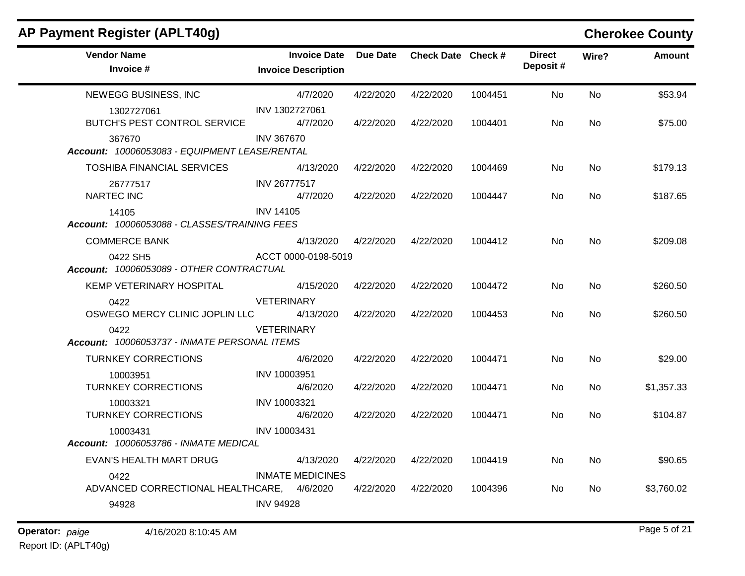## AP Payment Register (APLT40g)

**Cherokee County**

| Vendor Name / Invoice # | Invoice Date / Invoice Description | Due Date | Check Date | Check # | Direct Deposit # | Wire? | Amount |
|---|---|---|---|---|---|---|---|
| NEWEGG BUSINESS, INC | 4/7/2020 | 4/22/2020 | 4/22/2020 | 1004451 | No | No | $53.94 |
| 1302727061 | INV 1302727061 | | | | | | |
| BUTCH'S PEST CONTROL SERVICE | 4/7/2020 | 4/22/2020 | 4/22/2020 | 1004401 | No | No | $75.00 |
| 367670 | INV 367670 | | | | | | |
| ***Account:** 10006053083 - EQUIPMENT LEASE/RENTAL* | | | | | | | |
| TOSHIBA FINANCIAL SERVICES | 4/13/2020 | 4/22/2020 | 4/22/2020 | 1004469 | No | No | $179.13 |
| 26777517 | INV 26777517 | | | | | | |
| NARTEC INC | 4/7/2020 | 4/22/2020 | 4/22/2020 | 1004447 | No | No | $187.65 |
| 14105 | INV 14105 | | | | | | |
| ***Account:** 10006053088 - CLASSES/TRAINING FEES* | | | | | | | |
| COMMERCE BANK | 4/13/2020 | 4/22/2020 | 4/22/2020 | 1004412 | No | No | $209.08 |
| 0422 SH5 | ACCT 0000-0198-5019 | | | | | | |
| ***Account:** 10006053089 - OTHER CONTRACTUAL* | | | | | | | |
| KEMP VETERINARY HOSPITAL | 4/15/2020 | 4/22/2020 | 4/22/2020 | 1004472 | No | No | $260.50 |
| 0422 | VETERINARY | | | | | | |
| OSWEGO MERCY CLINIC JOPLIN LLC | 4/13/2020 | 4/22/2020 | 4/22/2020 | 1004453 | No | No | $260.50 |
| 0422 | VETERINARY | | | | | | |
| ***Account:** 10006053737 - INMATE PERSONAL ITEMS* | | | | | | | |
| TURNKEY CORRECTIONS | 4/6/2020 | 4/22/2020 | 4/22/2020 | 1004471 | No | No | $29.00 |
| 10003951 | INV 10003951 | | | | | | |
| TURNKEY CORRECTIONS | 4/6/2020 | 4/22/2020 | 4/22/2020 | 1004471 | No | No | $1,357.33 |
| 10003321 | INV 10003321 | | | | | | |
| TURNKEY CORRECTIONS | 4/6/2020 | 4/22/2020 | 4/22/2020 | 1004471 | No | No | $104.87 |
| 10003431 | INV 10003431 | | | | | | |
| ***Account:** 10006053786 - INMATE MEDICAL* | | | | | | | |
| EVAN'S HEALTH MART DRUG | 4/13/2020 | 4/22/2020 | 4/22/2020 | 1004419 | No | No | $90.65 |
| 0422 | INMATE MEDICINES | | | | | | |
| ADVANCED CORRECTIONAL HEALTHCARE, | 4/6/2020 | 4/22/2020 | 4/22/2020 | 1004396 | No | No | $3,760.02 |
| 94928 | INV 94928 | | | | | | |

**Operator:** *paige* 4/16/2020 8:10:45 AM

Report ID: (APLT40g)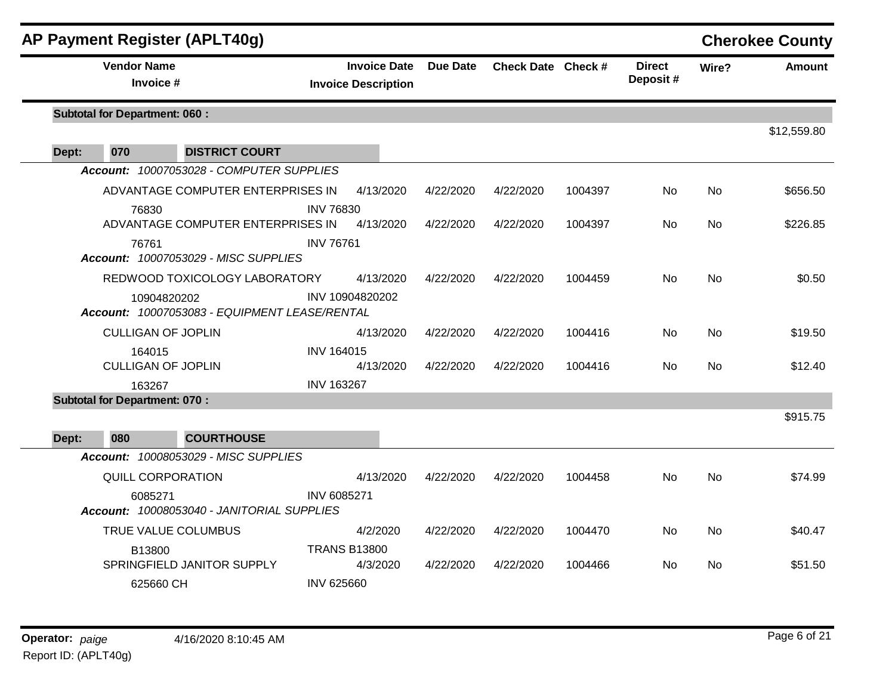# AP Payment Register (APLT40g)

**Cherokee County**

| Vendor Name / Invoice # | Invoice Date / Invoice Description | Due Date | Check Date | Check # | Direct Deposit # | Wire? | Amount |
|---|---|---|---|---|---|---|---|
| **Subtotal for Department: 060 :** | | | | | | | $12,559.80 |
| **Dept: 070 DISTRICT COURT** | | | | | | | |
| ***Account: 10007053028 - COMPUTER SUPPLIES*** | | | | | | | |
| ADVANTAGE COMPUTER ENTERPRISES IN | 4/13/2020 | 4/22/2020 | 4/22/2020 | 1004397 | No | No | $656.50 |
| 76830 | INV 76830 | | | | | | |
| ADVANTAGE COMPUTER ENTERPRISES IN | 4/13/2020 | 4/22/2020 | 4/22/2020 | 1004397 | No | No | $226.85 |
| 76761 | INV 76761 | | | | | | |
| ***Account: 10007053029 - MISC SUPPLIES*** | | | | | | | |
| REDWOOD TOXICOLOGY LABORATORY | 4/13/2020 | 4/22/2020 | 4/22/2020 | 1004459 | No | No | $0.50 |
| 10904820202 | INV 10904820202 | | | | | | |
| ***Account: 10007053083 - EQUIPMENT LEASE/RENTAL*** | | | | | | | |
| CULLIGAN OF JOPLIN | 4/13/2020 | 4/22/2020 | 4/22/2020 | 1004416 | No | No | $19.50 |
| 164015 | INV 164015 | | | | | | |
| CULLIGAN OF JOPLIN | 4/13/2020 | 4/22/2020 | 4/22/2020 | 1004416 | No | No | $12.40 |
| 163267 | INV 163267 | | | | | | |
| **Subtotal for Department: 070 :** | | | | | | | $915.75 |
| **Dept: 080 COURTHOUSE** | | | | | | | |
| ***Account: 10008053029 - MISC SUPPLIES*** | | | | | | | |
| QUILL CORPORATION | 4/13/2020 | 4/22/2020 | 4/22/2020 | 1004458 | No | No | $74.99 |
| 6085271 | INV 6085271 | | | | | | |
| ***Account: 10008053040 - JANITORIAL SUPPLIES*** | | | | | | | |
| TRUE VALUE COLUMBUS | 4/2/2020 | 4/22/2020 | 4/22/2020 | 1004470 | No | No | $40.47 |
| B13800 | TRANS B13800 | | | | | | |
| SPRINGFIELD JANITOR SUPPLY | 4/3/2020 | 4/22/2020 | 4/22/2020 | 1004466 | No | No | $51.50 |
| 625660 CH | INV 625660 | | | | | | |

**Operator:** *paige* 4/16/2020 8:10:45 AM

Report ID: (APLT40g)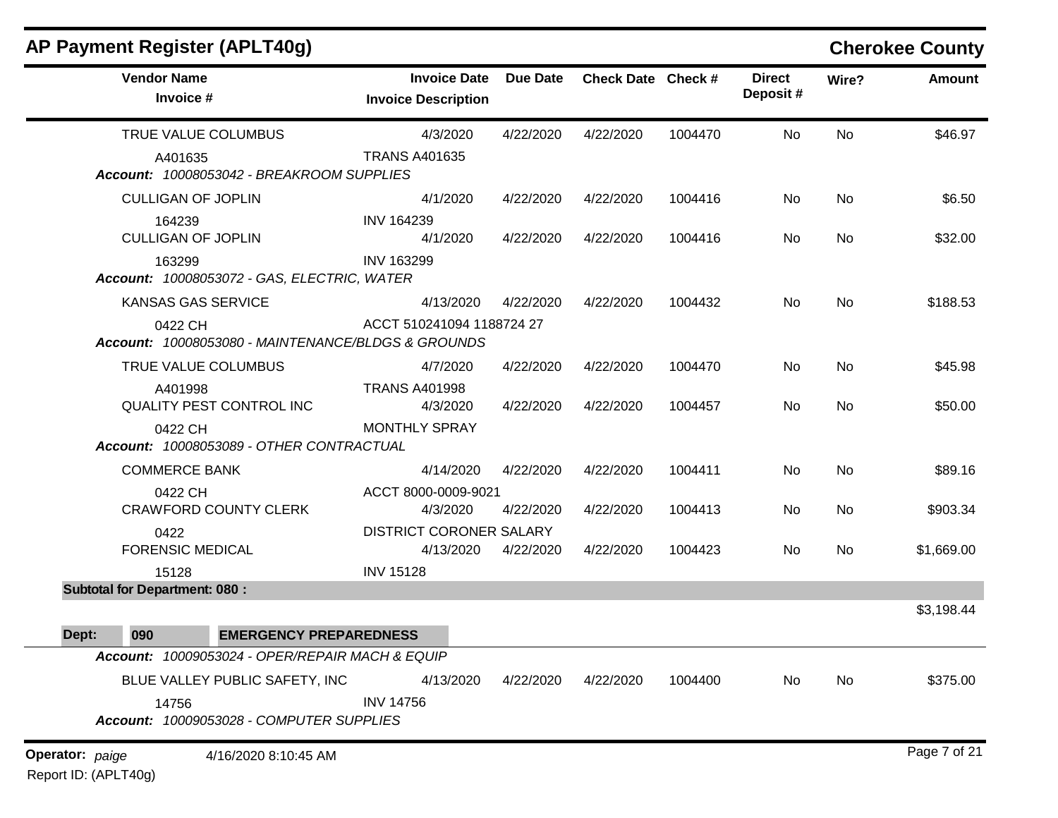## AP Payment Register (APLT40g)

**Cherokee County**

| Vendor Name / Invoice # | Invoice Date / Invoice Description | Due Date | Check Date | Check # | Direct Deposit # | Wire? | Amount |
|---|---|---|---|---|---|---|---|
| TRUE VALUE COLUMBUS | 4/3/2020 | 4/22/2020 | 4/22/2020 | 1004470 | No | No | $46.97 |
| A401635 | TRANS A401635 | | | | | | |
| ***Account:*** *10008053042 - BREAKROOM SUPPLIES* | | | | | | | |
| CULLIGAN OF JOPLIN | 4/1/2020 | 4/22/2020 | 4/22/2020 | 1004416 | No | No | $6.50 |
| 164239 | INV 164239 | | | | | | |
| CULLIGAN OF JOPLIN | 4/1/2020 | 4/22/2020 | 4/22/2020 | 1004416 | No | No | $32.00 |
| 163299 | INV 163299 | | | | | | |
| ***Account:*** *10008053072 - GAS, ELECTRIC, WATER* | | | | | | | |
| KANSAS GAS SERVICE | 4/13/2020 | 4/22/2020 | 4/22/2020 | 1004432 | No | No | $188.53 |
| 0422 CH | ACCT 510241094 1188724 27 | | | | | | |
| ***Account:*** *10008053080 - MAINTENANCE/BLDGS & GROUNDS* | | | | | | | |
| TRUE VALUE COLUMBUS | 4/7/2020 | 4/22/2020 | 4/22/2020 | 1004470 | No | No | $45.98 |
| A401998 | TRANS A401998 | | | | | | |
| QUALITY PEST CONTROL INC | 4/3/2020 | 4/22/2020 | 4/22/2020 | 1004457 | No | No | $50.00 |
| 0422 CH | MONTHLY SPRAY | | | | | | |
| ***Account:*** *10008053089 - OTHER CONTRACTUAL* | | | | | | | |
| COMMERCE BANK | 4/14/2020 | 4/22/2020 | 4/22/2020 | 1004411 | No | No | $89.16 |
| 0422 CH | ACCT 8000-0009-9021 | | | | | | |
| CRAWFORD COUNTY CLERK | 4/3/2020 | 4/22/2020 | 4/22/2020 | 1004413 | No | No | $903.34 |
| 0422 | DISTRICT CORONER SALARY | | | | | | |
| FORENSIC MEDICAL | 4/13/2020 | 4/22/2020 | 4/22/2020 | 1004423 | No | No | $1,669.00 |
| 15128 | INV 15128 | | | | | | |
| **Subtotal for Department: 080 :** | | | | | | | $3,198.44 |

**Dept: 090 EMERGENCY PREPAREDNESS**

| Vendor Name / Invoice # | Invoice Date / Invoice Description | Due Date | Check Date | Check # | Direct Deposit # | Wire? | Amount |
|---|---|---|---|---|---|---|---|
| ***Account:*** *10009053024 - OPER/REPAIR MACH & EQUIP* | | | | | | | |
| BLUE VALLEY PUBLIC SAFETY, INC | 4/13/2020 | 4/22/2020 | 4/22/2020 | 1004400 | No | No | $375.00 |
| 14756 | INV 14756 | | | | | | |
| ***Account:*** *10009053028 - COMPUTER SUPPLIES* | | | | | | | |

**Operator:** *paige* 4/16/2020 8:10:45 AM

Report ID: (APLT40g)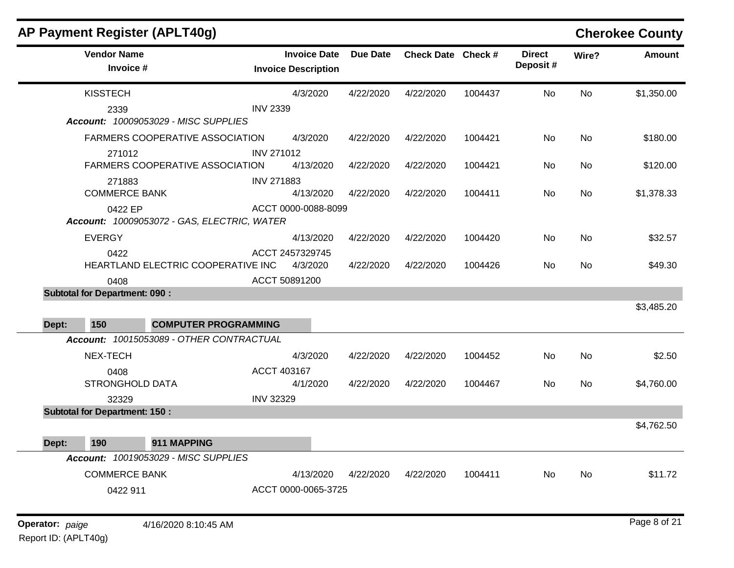# AP Payment Register (APLT40g)

## Cherokee County

| Vendor Name / Invoice # | Invoice Date / Invoice Description | Due Date | Check Date | Check # | Direct Deposit # | Wire? | Amount |
|---|---|---|---|---|---|---|---|
| KISSTECH | 4/3/2020 | 4/22/2020 | 4/22/2020 | 1004437 | No | No | $1,350.00 |
| 2339 | INV 2339 | | | | | | |
| ***Account:*** *10009053029 - MISC SUPPLIES* | | | | | | | |
| FARMERS COOPERATIVE ASSOCIATION | 4/3/2020 | 4/22/2020 | 4/22/2020 | 1004421 | No | No | $180.00 |
| 271012 | INV 271012 | | | | | | |
| FARMERS COOPERATIVE ASSOCIATION | 4/13/2020 | 4/22/2020 | 4/22/2020 | 1004421 | No | No | $120.00 |
| 271883 | INV 271883 | | | | | | |
| COMMERCE BANK | 4/13/2020 | 4/22/2020 | 4/22/2020 | 1004411 | No | No | $1,378.33 |
| 0422 EP | ACCT 0000-0088-8099 | | | | | | |
| ***Account:*** *10009053072 - GAS, ELECTRIC, WATER* | | | | | | | |
| EVERGY | 4/13/2020 | 4/22/2020 | 4/22/2020 | 1004420 | No | No | $32.57 |
| 0422 | ACCT 2457329745 | | | | | | |
| HEARTLAND ELECTRIC COOPERATIVE INC | 4/3/2020 | 4/22/2020 | 4/22/2020 | 1004426 | No | No | $49.30 |
| 0408 | ACCT 50891200 | | | | | | |
| **Subtotal for Department: 090 :** | | | | | | | $3,485.20 |
| **Dept: 150** | **COMPUTER PROGRAMMING** | | | | | | |
| ***Account:*** *10015053089 - OTHER CONTRACTUAL* | | | | | | | |
| NEX-TECH | 4/3/2020 | 4/22/2020 | 4/22/2020 | 1004452 | No | No | $2.50 |
| 0408 | ACCT 403167 | | | | | | |
| STRONGHOLD DATA | 4/1/2020 | 4/22/2020 | 4/22/2020 | 1004467 | No | No | $4,760.00 |
| 32329 | INV 32329 | | | | | | |
| **Subtotal for Department: 150 :** | | | | | | | $4,762.50 |
| **Dept: 190** | **911 MAPPING** | | | | | | |
| ***Account:*** *10019053029 - MISC SUPPLIES* | | | | | | | |
| COMMERCE BANK | 4/13/2020 | 4/22/2020 | 4/22/2020 | 1004411 | No | No | $11.72 |
| 0422 911 | ACCT 0000-0065-3725 | | | | | | |

**Operator:** *paige* 4/16/2020 8:10:45 AM

Report ID: (APLT40g)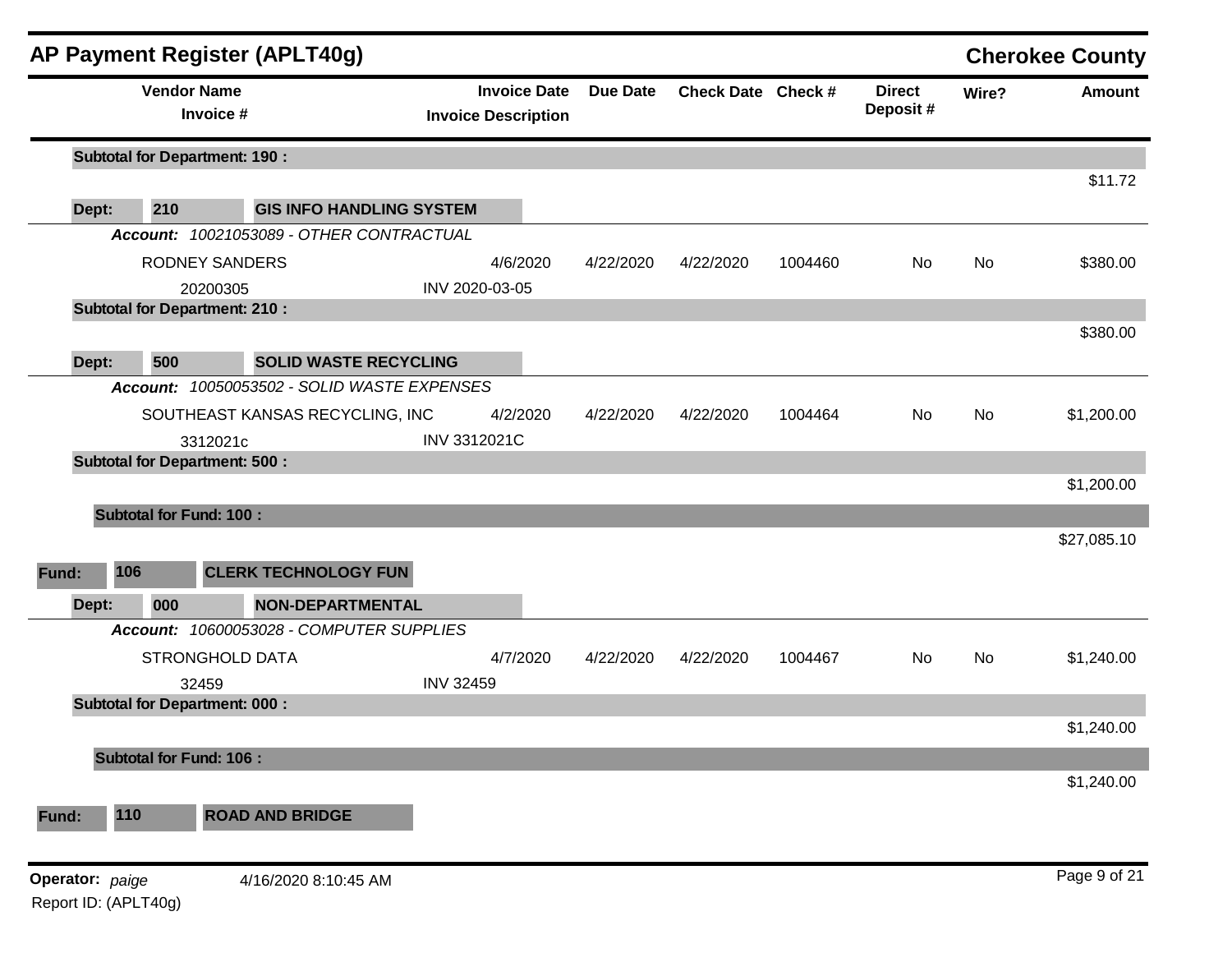## AP Payment Register (APLT40g)

**Cherokee County**

| Vendor Name / Invoice # | Invoice Date / Invoice Description | Due Date | Check Date | Check # | Direct Deposit # | Wire? | Amount |
|---|---|---|---|---|---|---|---|
| **Subtotal for Department: 190 :** | | | | | | | $11.72 |
| **Dept: 210 GIS INFO HANDLING SYSTEM** | | | | | | | |
| ***Account: 10021053089 - OTHER CONTRACTUAL*** | | | | | | | |
| RODNEY SANDERS | 4/6/2020 | 4/22/2020 | 4/22/2020 | 1004460 | No | No | $380.00 |
| 20200305 | INV 2020-03-05 | | | | | | |
| **Subtotal for Department: 210 :** | | | | | | | $380.00 |
| **Dept: 500 SOLID WASTE RECYCLING** | | | | | | | |
| ***Account: 10050053502 - SOLID WASTE EXPENSES*** | | | | | | | |
| SOUTHEAST KANSAS RECYCLING, INC | 4/2/2020 | 4/22/2020 | 4/22/2020 | 1004464 | No | No | $1,200.00 |
| 3312021c | INV 3312021C | | | | | | |
| **Subtotal for Department: 500 :** | | | | | | | $1,200.00 |
| **Subtotal for Fund: 100 :** | | | | | | | $27,085.10 |
| **Fund: 106 CLERK TECHNOLOGY FUN** | | | | | | | |
| **Dept: 000 NON-DEPARTMENTAL** | | | | | | | |
| ***Account: 10600053028 - COMPUTER SUPPLIES*** | | | | | | | |
| STRONGHOLD DATA | 4/7/2020 | 4/22/2020 | 4/22/2020 | 1004467 | No | No | $1,240.00 |
| 32459 | INV 32459 | | | | | | |
| **Subtotal for Department: 000 :** | | | | | | | $1,240.00 |
| **Subtotal for Fund: 106 :** | | | | | | | $1,240.00 |
| **Fund: 110 ROAD AND BRIDGE** | | | | | | | |

**Operator:** *paige* 4/16/2020 8:10:45 AM

Report ID: (APLT40g)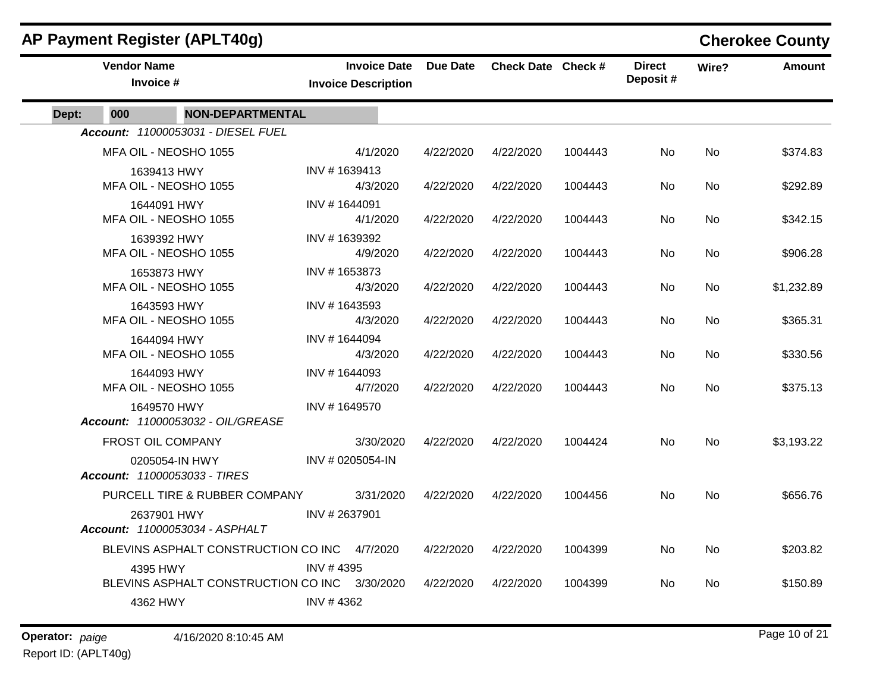# AP Payment Register (APLT40g)

**Cherokee County**

| Vendor Name / Invoice # | Invoice Date / Invoice Description | Due Date | Check Date | Check # | Direct Deposit # | Wire? | Amount |
|---|---|---|---|---|---|---|---|
| **Dept: 000 NON-DEPARTMENTAL** | | | | | | | |
| ***Account: 11000053031 - DIESEL FUEL*** | | | | | | | |
| MFA OIL - NEOSHO 1055 | 4/1/2020 | 4/22/2020 | 4/22/2020 | 1004443 | No | No | $374.83 |
| 1639413 HWY | INV # 1639413 | | | | | | |
| MFA OIL - NEOSHO 1055 | 4/3/2020 | 4/22/2020 | 4/22/2020 | 1004443 | No | No | $292.89 |
| 1644091 HWY | INV # 1644091 | | | | | | |
| MFA OIL - NEOSHO 1055 | 4/1/2020 | 4/22/2020 | 4/22/2020 | 1004443 | No | No | $342.15 |
| 1639392 HWY | INV # 1639392 | | | | | | |
| MFA OIL - NEOSHO 1055 | 4/9/2020 | 4/22/2020 | 4/22/2020 | 1004443 | No | No | $906.28 |
| 1653873 HWY | INV # 1653873 | | | | | | |
| MFA OIL - NEOSHO 1055 | 4/3/2020 | 4/22/2020 | 4/22/2020 | 1004443 | No | No | $1,232.89 |
| 1643593 HWY | INV # 1643593 | | | | | | |
| MFA OIL - NEOSHO 1055 | 4/3/2020 | 4/22/2020 | 4/22/2020 | 1004443 | No | No | $365.31 |
| 1644094 HWY | INV # 1644094 | | | | | | |
| MFA OIL - NEOSHO 1055 | 4/3/2020 | 4/22/2020 | 4/22/2020 | 1004443 | No | No | $330.56 |
| 1644093 HWY | INV # 1644093 | | | | | | |
| MFA OIL - NEOSHO 1055 | 4/7/2020 | 4/22/2020 | 4/22/2020 | 1004443 | No | No | $375.13 |
| 1649570 HWY | INV # 1649570 | | | | | | |
| ***Account: 11000053032 - OIL/GREASE*** | | | | | | | |
| FROST OIL COMPANY | 3/30/2020 | 4/22/2020 | 4/22/2020 | 1004424 | No | No | $3,193.22 |
| 0205054-IN HWY | INV # 0205054-IN | | | | | | |
| ***Account: 11000053033 - TIRES*** | | | | | | | |
| PURCELL TIRE & RUBBER COMPANY | 3/31/2020 | 4/22/2020 | 4/22/2020 | 1004456 | No | No | $656.76 |
| 2637901 HWY | INV # 2637901 | | | | | | |
| ***Account: 11000053034 - ASPHALT*** | | | | | | | |
| BLEVINS ASPHALT CONSTRUCTION CO INC | 4/7/2020 | 4/22/2020 | 4/22/2020 | 1004399 | No | No | $203.82 |
| 4395 HWY | INV # 4395 | | | | | | |
| BLEVINS ASPHALT CONSTRUCTION CO INC | 3/30/2020 | 4/22/2020 | 4/22/2020 | 1004399 | No | No | $150.89 |
| 4362 HWY | INV # 4362 | | | | | | |

**Operator:** *paige* 4/16/2020 8:10:45 AM

Report ID: (APLT40g)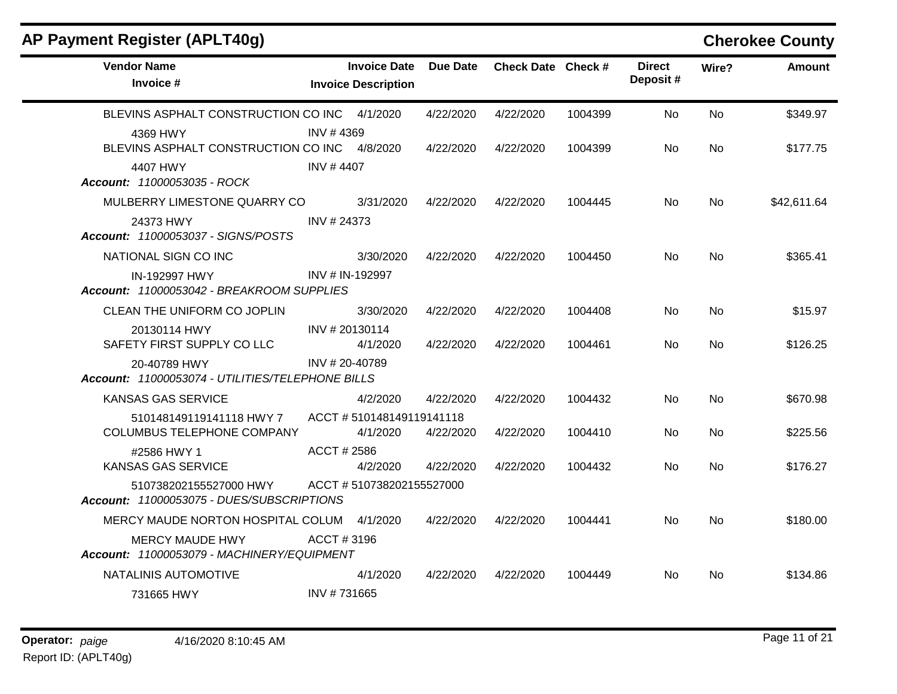# AP Payment Register (APLT40g)

## Cherokee County

| Vendor Name / Invoice # | Invoice Date / Invoice Description | Due Date | Check Date | Check # | Direct Deposit # | Wire? | Amount |
|---|---|---|---|---|---|---|---|
| BLEVINS ASPHALT CONSTRUCTION CO INC | 4/1/2020 | 4/22/2020 | 4/22/2020 | 1004399 | No | No | $349.97 |
| 4369 HWY | INV # 4369 | | | | | | |
| BLEVINS ASPHALT CONSTRUCTION CO INC | 4/8/2020 | 4/22/2020 | 4/22/2020 | 1004399 | No | No | $177.75 |
| 4407 HWY | INV # 4407 | | | | | | |
| ***Account:*** *11000053035 - ROCK* | | | | | | | |
| MULBERRY LIMESTONE QUARRY CO | 3/31/2020 | 4/22/2020 | 4/22/2020 | 1004445 | No | No | $42,611.64 |
| 24373 HWY | INV # 24373 | | | | | | |
| ***Account:*** *11000053037 - SIGNS/POSTS* | | | | | | | |
| NATIONAL SIGN CO INC | 3/30/2020 | 4/22/2020 | 4/22/2020 | 1004450 | No | No | $365.41 |
| IN-192997 HWY | INV # IN-192997 | | | | | | |
| ***Account:*** *11000053042 - BREAKROOM SUPPLIES* | | | | | | | |
| CLEAN THE UNIFORM CO JOPLIN | 3/30/2020 | 4/22/2020 | 4/22/2020 | 1004408 | No | No | $15.97 |
| 20130114 HWY | INV # 20130114 | | | | | | |
| SAFETY FIRST SUPPLY CO LLC | 4/1/2020 | 4/22/2020 | 4/22/2020 | 1004461 | No | No | $126.25 |
| 20-40789 HWY | INV # 20-40789 | | | | | | |
| ***Account:*** *11000053074 - UTILITIES/TELEPHONE BILLS* | | | | | | | |
| KANSAS GAS SERVICE | 4/2/2020 | 4/22/2020 | 4/22/2020 | 1004432 | No | No | $670.98 |
| 510148149119141118 HWY 7 | ACCT # 510148149119141118 | | | | | | |
| COLUMBUS TELEPHONE COMPANY | 4/1/2020 | 4/22/2020 | 4/22/2020 | 1004410 | No | No | $225.56 |
| #2586 HWY 1 | ACCT # 2586 | | | | | | |
| KANSAS GAS SERVICE | 4/2/2020 | 4/22/2020 | 4/22/2020 | 1004432 | No | No | $176.27 |
| 510738202155527000 HWY | ACCT # 510738202155527000 | | | | | | |
| ***Account:*** *11000053075 - DUES/SUBSCRIPTIONS* | | | | | | | |
| MERCY MAUDE NORTON HOSPITAL COLUM | 4/1/2020 | 4/22/2020 | 4/22/2020 | 1004441 | No | No | $180.00 |
| MERCY MAUDE HWY | ACCT # 3196 | | | | | | |
| ***Account:*** *11000053079 - MACHINERY/EQUIPMENT* | | | | | | | |
| NATALINIS AUTOMOTIVE | 4/1/2020 | 4/22/2020 | 4/22/2020 | 1004449 | No | No | $134.86 |
| 731665 HWY | INV # 731665 | | | | | | |

**Operator:** *paige* 4/16/2020 8:10:45 AM

Report ID: (APLT40g)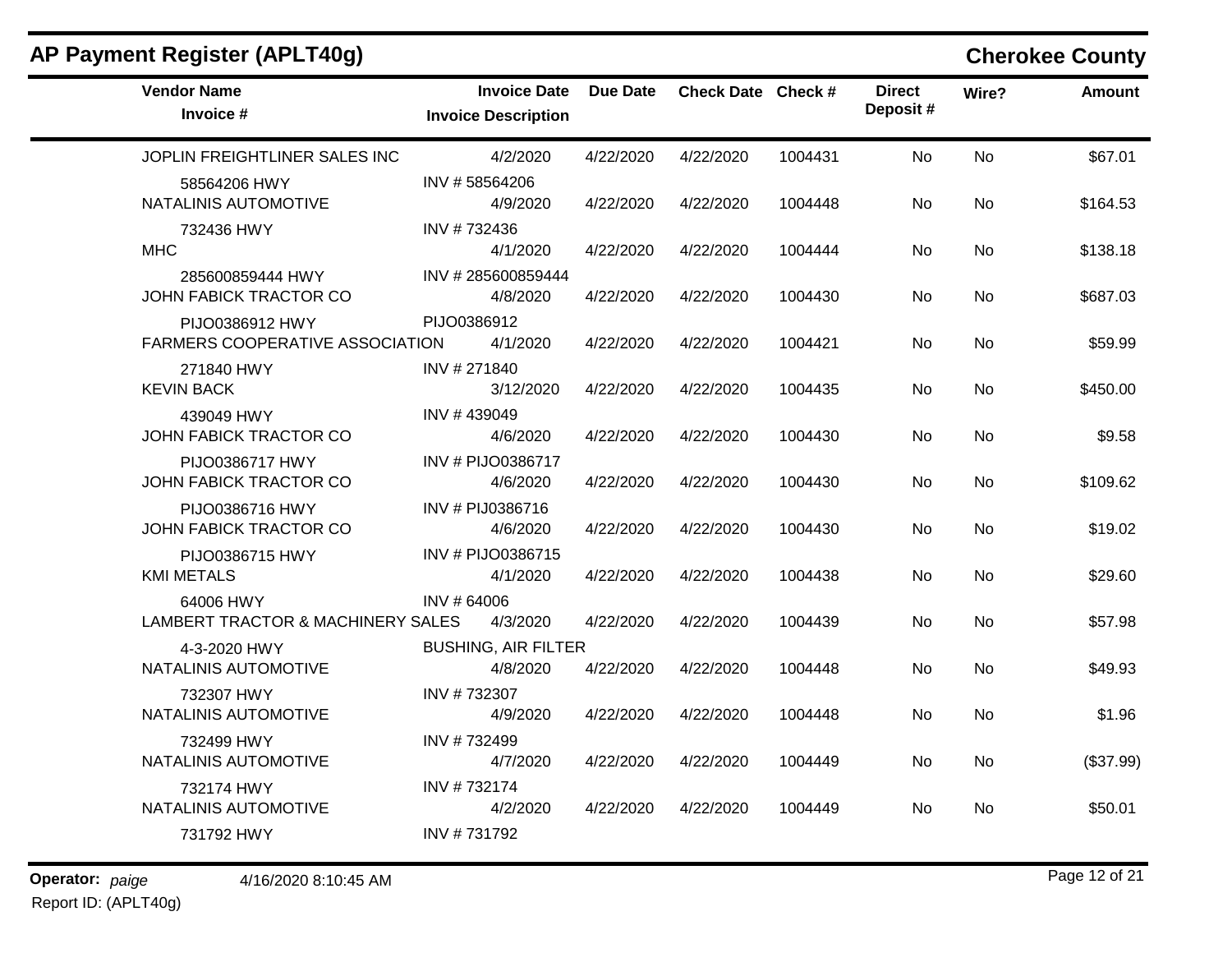# AP Payment Register (APLT40g)

## Cherokee County

| Vendor Name / Invoice # | Invoice Date / Invoice Description | Due Date | Check Date | Check # | Direct Deposit # | Wire? | Amount |
|---|---|---|---|---|---|---|---|
| JOPLIN FREIGHTLINER SALES INC | 4/2/2020 | 4/22/2020 | 4/22/2020 | 1004431 | No | No | $67.01 |
| 58564206 HWY | INV # 58564206 | | | | | | |
| NATALINIS AUTOMOTIVE | 4/9/2020 | 4/22/2020 | 4/22/2020 | 1004448 | No | No | $164.53 |
| 732436 HWY | INV # 732436 | | | | | | |
| MHC | 4/1/2020 | 4/22/2020 | 4/22/2020 | 1004444 | No | No | $138.18 |
| 285600859444 HWY | INV # 285600859444 | | | | | | |
| JOHN FABICK TRACTOR CO | 4/8/2020 | 4/22/2020 | 4/22/2020 | 1004430 | No | No | $687.03 |
| PIJO0386912 HWY | PIJO0386912 | | | | | | |
| FARMERS COOPERATIVE ASSOCIATION | 4/1/2020 | 4/22/2020 | 4/22/2020 | 1004421 | No | No | $59.99 |
| 271840 HWY | INV # 271840 | | | | | | |
| KEVIN BACK | 3/12/2020 | 4/22/2020 | 4/22/2020 | 1004435 | No | No | $450.00 |
| 439049 HWY | INV # 439049 | | | | | | |
| JOHN FABICK TRACTOR CO | 4/6/2020 | 4/22/2020 | 4/22/2020 | 1004430 | No | No | $9.58 |
| PIJO0386717 HWY | INV # PIJO0386717 | | | | | | |
| JOHN FABICK TRACTOR CO | 4/6/2020 | 4/22/2020 | 4/22/2020 | 1004430 | No | No | $109.62 |
| PIJO0386716 HWY | INV # PIJ0386716 | | | | | | |
| JOHN FABICK TRACTOR CO | 4/6/2020 | 4/22/2020 | 4/22/2020 | 1004430 | No | No | $19.02 |
| PIJO0386715 HWY | INV # PIJO0386715 | | | | | | |
| KMI METALS | 4/1/2020 | 4/22/2020 | 4/22/2020 | 1004438 | No | No | $29.60 |
| 64006 HWY | INV # 64006 | | | | | | |
| LAMBERT TRACTOR & MACHINERY SALES | 4/3/2020 | 4/22/2020 | 4/22/2020 | 1004439 | No | No | $57.98 |
| 4-3-2020 HWY | BUSHING, AIR FILTER | | | | | | |
| NATALINIS AUTOMOTIVE | 4/8/2020 | 4/22/2020 | 4/22/2020 | 1004448 | No | No | $49.93 |
| 732307 HWY | INV # 732307 | | | | | | |
| NATALINIS AUTOMOTIVE | 4/9/2020 | 4/22/2020 | 4/22/2020 | 1004448 | No | No | $1.96 |
| 732499 HWY | INV # 732499 | | | | | | |
| NATALINIS AUTOMOTIVE | 4/7/2020 | 4/22/2020 | 4/22/2020 | 1004449 | No | No | ($37.99) |
| 732174 HWY | INV # 732174 | | | | | | |
| NATALINIS AUTOMOTIVE | 4/2/2020 | 4/22/2020 | 4/22/2020 | 1004449 | No | No | $50.01 |
| 731792 HWY | INV # 731792 | | | | | | |

**Operator:** *paige* 4/16/2020 8:10:45 AM

Report ID: (APLT40g)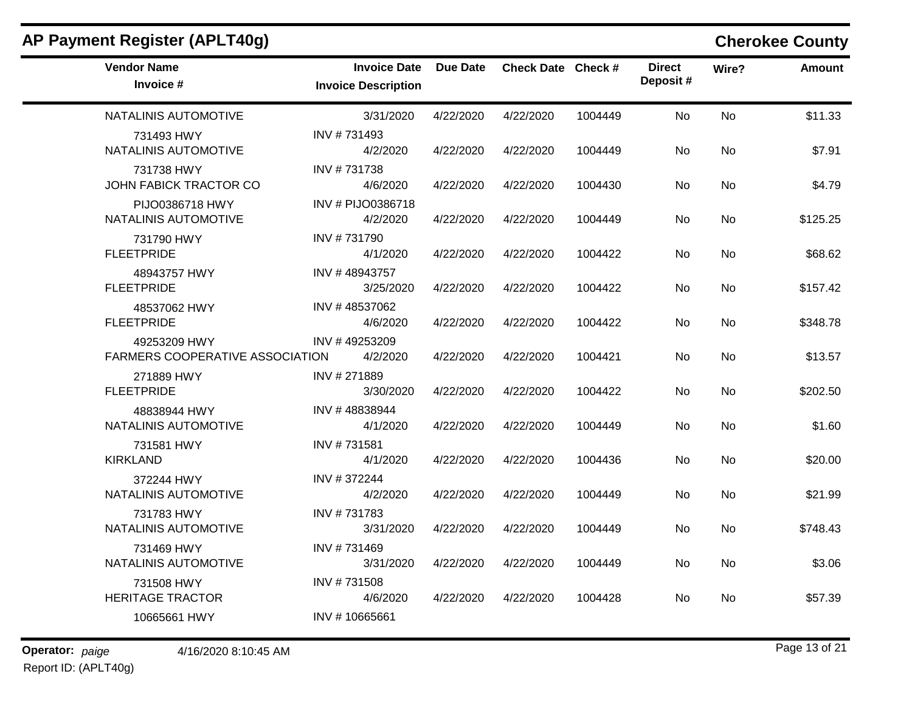# AP Payment Register (APLT40g)

## Cherokee County

| Vendor Name / Invoice # | Invoice Date / Invoice Description | Due Date | Check Date | Check # | Direct Deposit # | Wire? | Amount |
|---|---|---|---|---|---|---|---|
| NATALINIS AUTOMOTIVE | 3/31/2020 | 4/22/2020 | 4/22/2020 | 1004449 | No | No | $11.33 |
| 731493 HWY | INV # 731493 | | | | | | |
| NATALINIS AUTOMOTIVE | 4/2/2020 | 4/22/2020 | 4/22/2020 | 1004449 | No | No | $7.91 |
| 731738 HWY | INV # 731738 | | | | | | |
| JOHN FABICK TRACTOR CO | 4/6/2020 | 4/22/2020 | 4/22/2020 | 1004430 | No | No | $4.79 |
| PIJO0386718 HWY | INV # PIJO0386718 | | | | | | |
| NATALINIS AUTOMOTIVE | 4/2/2020 | 4/22/2020 | 4/22/2020 | 1004449 | No | No | $125.25 |
| 731790 HWY | INV # 731790 | | | | | | |
| FLEETPRIDE | 4/1/2020 | 4/22/2020 | 4/22/2020 | 1004422 | No | No | $68.62 |
| 48943757 HWY | INV # 48943757 | | | | | | |
| FLEETPRIDE | 3/25/2020 | 4/22/2020 | 4/22/2020 | 1004422 | No | No | $157.42 |
| 48537062 HWY | INV # 48537062 | | | | | | |
| FLEETPRIDE | 4/6/2020 | 4/22/2020 | 4/22/2020 | 1004422 | No | No | $348.78 |
| 49253209 HWY | INV # 49253209 | | | | | | |
| FARMERS COOPERATIVE ASSOCIATION | 4/2/2020 | 4/22/2020 | 4/22/2020 | 1004421 | No | No | $13.57 |
| 271889 HWY | INV # 271889 | | | | | | |
| FLEETPRIDE | 3/30/2020 | 4/22/2020 | 4/22/2020 | 1004422 | No | No | $202.50 |
| 48838944 HWY | INV # 48838944 | | | | | | |
| NATALINIS AUTOMOTIVE | 4/1/2020 | 4/22/2020 | 4/22/2020 | 1004449 | No | No | $1.60 |
| 731581 HWY | INV # 731581 | | | | | | |
| KIRKLAND | 4/1/2020 | 4/22/2020 | 4/22/2020 | 1004436 | No | No | $20.00 |
| 372244 HWY | INV # 372244 | | | | | | |
| NATALINIS AUTOMOTIVE | 4/2/2020 | 4/22/2020 | 4/22/2020 | 1004449 | No | No | $21.99 |
| 731783 HWY | INV # 731783 | | | | | | |
| NATALINIS AUTOMOTIVE | 3/31/2020 | 4/22/2020 | 4/22/2020 | 1004449 | No | No | $748.43 |
| 731469 HWY | INV # 731469 | | | | | | |
| NATALINIS AUTOMOTIVE | 3/31/2020 | 4/22/2020 | 4/22/2020 | 1004449 | No | No | $3.06 |
| 731508 HWY | INV # 731508 | | | | | | |
| HERITAGE TRACTOR | 4/6/2020 | 4/22/2020 | 4/22/2020 | 1004428 | No | No | $57.39 |
| 10665661 HWY | INV # 10665661 | | | | | | |

**Operator:** *paige* 4/16/2020 8:10:45 AM

Report ID: (APLT40g)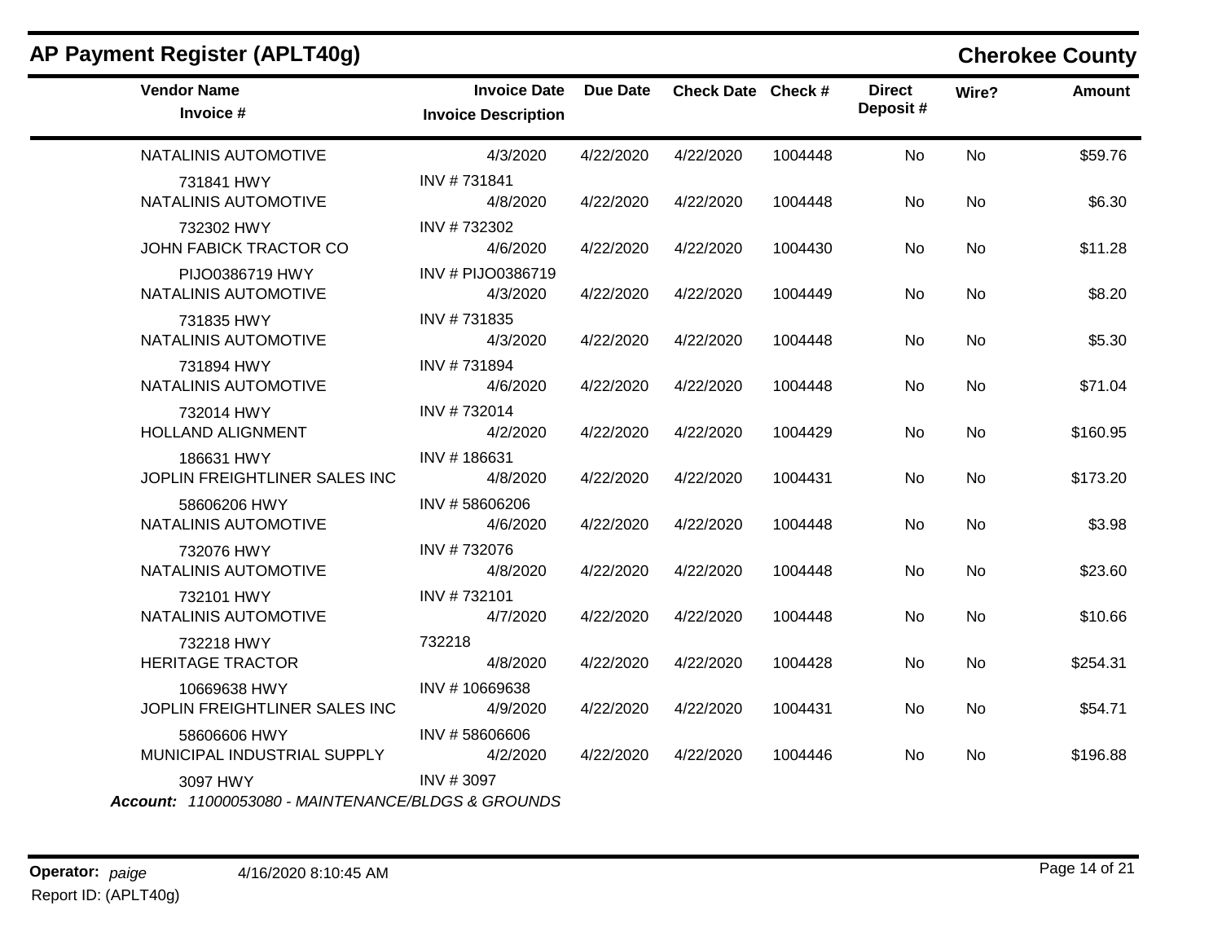## AP Payment Register (APLT40g)

**Cherokee County**

| Vendor Name / Invoice # | Invoice Date / Invoice Description | Due Date | Check Date | Check # | Direct Deposit # | Wire? | Amount |
|---|---|---|---|---|---|---|---|
| NATALINIS AUTOMOTIVE | 4/3/2020 | 4/22/2020 | 4/22/2020 | 1004448 | No | No | $59.76 |
| 731841 HWY | INV # 731841 | | | | | | |
| NATALINIS AUTOMOTIVE | 4/8/2020 | 4/22/2020 | 4/22/2020 | 1004448 | No | No | $6.30 |
| 732302 HWY | INV # 732302 | | | | | | |
| JOHN FABICK TRACTOR CO | 4/6/2020 | 4/22/2020 | 4/22/2020 | 1004430 | No | No | $11.28 |
| PIJO0386719 HWY | INV # PIJO0386719 | | | | | | |
| NATALINIS AUTOMOTIVE | 4/3/2020 | 4/22/2020 | 4/22/2020 | 1004449 | No | No | $8.20 |
| 731835 HWY | INV # 731835 | | | | | | |
| NATALINIS AUTOMOTIVE | 4/3/2020 | 4/22/2020 | 4/22/2020 | 1004448 | No | No | $5.30 |
| 731894 HWY | INV # 731894 | | | | | | |
| NATALINIS AUTOMOTIVE | 4/6/2020 | 4/22/2020 | 4/22/2020 | 1004448 | No | No | $71.04 |
| 732014 HWY | INV # 732014 | | | | | | |
| HOLLAND ALIGNMENT | 4/2/2020 | 4/22/2020 | 4/22/2020 | 1004429 | No | No | $160.95 |
| 186631 HWY | INV # 186631 | | | | | | |
| JOPLIN FREIGHTLINER SALES INC | 4/8/2020 | 4/22/2020 | 4/22/2020 | 1004431 | No | No | $173.20 |
| 58606206 HWY | INV # 58606206 | | | | | | |
| NATALINIS AUTOMOTIVE | 4/6/2020 | 4/22/2020 | 4/22/2020 | 1004448 | No | No | $3.98 |
| 732076 HWY | INV # 732076 | | | | | | |
| NATALINIS AUTOMOTIVE | 4/8/2020 | 4/22/2020 | 4/22/2020 | 1004448 | No | No | $23.60 |
| 732101 HWY | INV # 732101 | | | | | | |
| NATALINIS AUTOMOTIVE | 4/7/2020 | 4/22/2020 | 4/22/2020 | 1004448 | No | No | $10.66 |
| 732218 HWY | 732218 | | | | | | |
| HERITAGE TRACTOR | 4/8/2020 | 4/22/2020 | 4/22/2020 | 1004428 | No | No | $254.31 |
| 10669638 HWY | INV # 10669638 | | | | | | |
| JOPLIN FREIGHTLINER SALES INC | 4/9/2020 | 4/22/2020 | 4/22/2020 | 1004431 | No | No | $54.71 |
| 58606606 HWY | INV # 58606606 | | | | | | |
| MUNICIPAL INDUSTRIAL SUPPLY | 4/2/2020 | 4/22/2020 | 4/22/2020 | 1004446 | No | No | $196.88 |
| 3097 HWY | INV # 3097 | | | | | | |

***Account:** 11000053080 - MAINTENANCE/BLDGS & GROUNDS*

**Operator:** *paige* 4/16/2020 8:10:45 AM

Report ID: (APLT40g)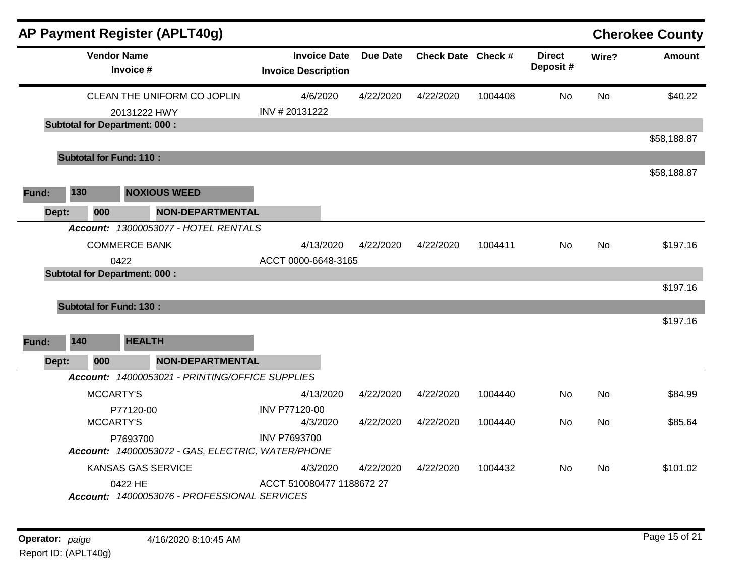# AP Payment Register (APLT40g)

**Cherokee County**

| Vendor Name / Invoice # | Invoice Date / Invoice Description | Due Date | Check Date | Check # | Direct Deposit # | Wire? | Amount |
|---|---|---|---|---|---|---|---|
| CLEAN THE UNIFORM CO JOPLIN | 4/6/2020 | 4/22/2020 | 4/22/2020 | 1004408 | No | No | $40.22 |
| 20131222 HWY | INV # 20131222 | | | | | | |
| **Subtotal for Department: 000 :** | | | | | | | $58,188.87 |
| **Subtotal for Fund: 110 :** | | | | | | | $58,188.87 |
| **Fund: 130 NOXIOUS WEED** | | | | | | | |
| **Dept: 000 NON-DEPARTMENTAL** | | | | | | | |
| ***Account:*** *13000053077 - HOTEL RENTALS* | | | | | | | |
| COMMERCE BANK | 4/13/2020 | 4/22/2020 | 4/22/2020 | 1004411 | No | No | $197.16 |
| 0422 | ACCT 0000-6648-3165 | | | | | | |
| **Subtotal for Department: 000 :** | | | | | | | $197.16 |
| **Subtotal for Fund: 130 :** | | | | | | | $197.16 |
| **Fund: 140 HEALTH** | | | | | | | |
| **Dept: 000 NON-DEPARTMENTAL** | | | | | | | |
| ***Account:*** *14000053021 - PRINTING/OFFICE SUPPLIES* | | | | | | | |
| MCCARTY'S | 4/13/2020 | 4/22/2020 | 4/22/2020 | 1004440 | No | No | $84.99 |
| P77120-00 | INV P77120-00 | | | | | | |
| MCCARTY'S | 4/3/2020 | 4/22/2020 | 4/22/2020 | 1004440 | No | No | $85.64 |
| P7693700 | INV P7693700 | | | | | | |
| ***Account:*** *14000053072 - GAS, ELECTRIC, WATER/PHONE* | | | | | | | |
| KANSAS GAS SERVICE | 4/3/2020 | 4/22/2020 | 4/22/2020 | 1004432 | No | No | $101.02 |
| 0422 HE | ACCT 510080477 1188672 27 | | | | | | |
| ***Account:*** *14000053076 - PROFESSIONAL SERVICES* | | | | | | | |

**Operator:** *paige* 4/16/2020 8:10:45 AM

Report ID: (APLT40g)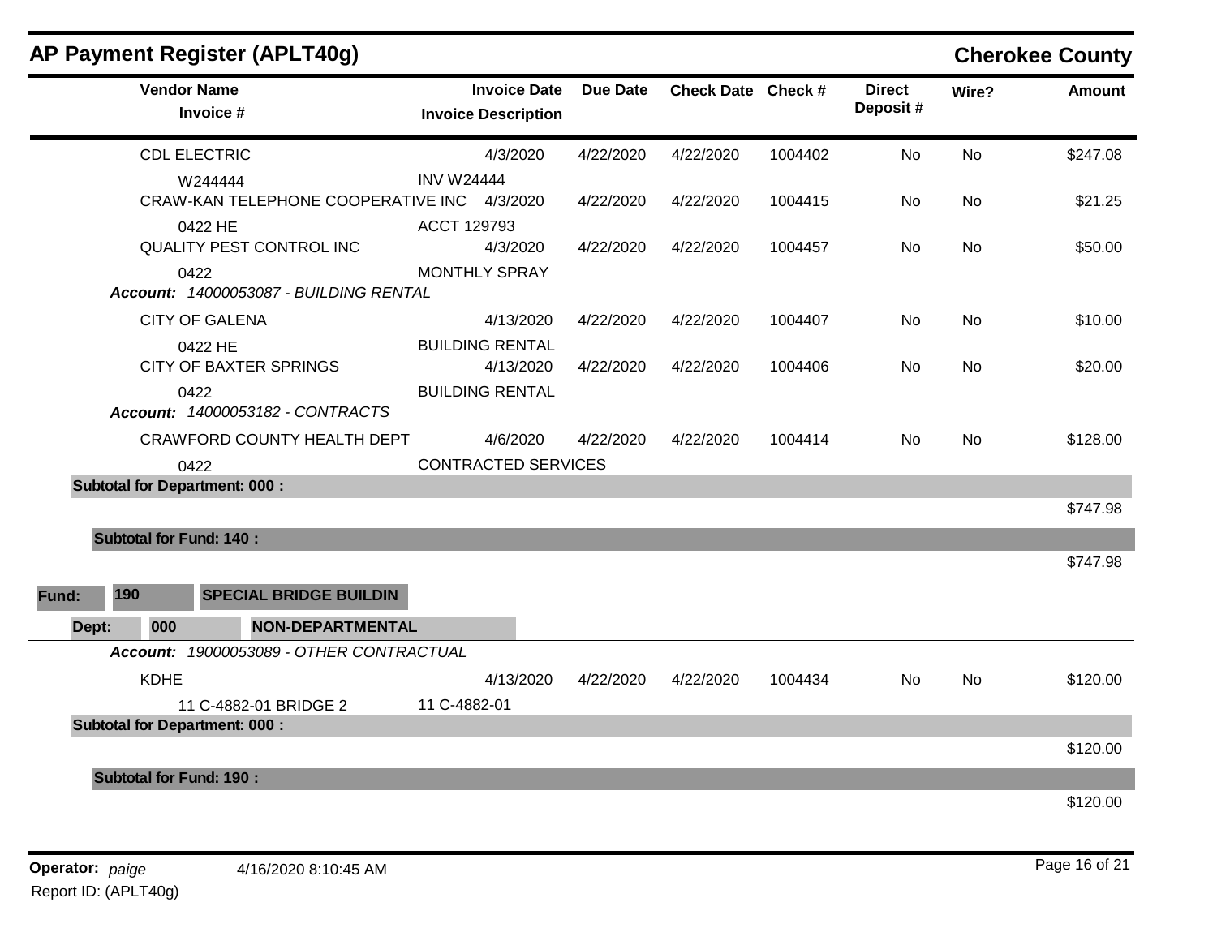# AP Payment Register (APLT40g)

**Cherokee County**

| Vendor Name / Invoice # | Invoice Date / Invoice Description | Due Date | Check Date | Check # | Direct Deposit # | Wire? | Amount |
|---|---|---|---|---|---|---|---|
| CDL ELECTRIC | 4/3/2020 | 4/22/2020 | 4/22/2020 | 1004402 | No | No | $247.08 |
| W244444 | INV W24444 | | | | | | |
| CRAW-KAN TELEPHONE COOPERATIVE INC | 4/3/2020 | 4/22/2020 | 4/22/2020 | 1004415 | No | No | $21.25 |
| 0422 HE | ACCT 129793 | | | | | | |
| QUALITY PEST CONTROL INC | 4/3/2020 | 4/22/2020 | 4/22/2020 | 1004457 | No | No | $50.00 |
| 0422 | MONTHLY SPRAY | | | | | | |
| ***Account:** 14000053087 - BUILDING RENTAL* | | | | | | | |
| CITY OF GALENA | 4/13/2020 | 4/22/2020 | 4/22/2020 | 1004407 | No | No | $10.00 |
| 0422 HE | BUILDING RENTAL | | | | | | |
| CITY OF BAXTER SPRINGS | 4/13/2020 | 4/22/2020 | 4/22/2020 | 1004406 | No | No | $20.00 |
| 0422 | BUILDING RENTAL | | | | | | |
| ***Account:** 14000053182 - CONTRACTS* | | | | | | | |
| CRAWFORD COUNTY HEALTH DEPT | 4/6/2020 | 4/22/2020 | 4/22/2020 | 1004414 | No | No | $128.00 |
| 0422 | CONTRACTED SERVICES | | | | | | |
| **Subtotal for Department: 000 :** | | | | | | | $747.98 |
| **Subtotal for Fund: 140 :** | | | | | | | $747.98 |

**Fund: 190 SPECIAL BRIDGE BUILDIN**

**Dept: 000 NON-DEPARTMENTAL**

| Vendor Name / Invoice # | Invoice Date / Invoice Description | Due Date | Check Date | Check # | Direct Deposit # | Wire? | Amount |
|---|---|---|---|---|---|---|---|
| ***Account:** 19000053089 - OTHER CONTRACTUAL* | | | | | | | |
| KDHE | 4/13/2020 | 4/22/2020 | 4/22/2020 | 1004434 | No | No | $120.00 |
| 11 C-4882-01 BRIDGE 2 | 11 C-4882-01 | | | | | | |
| **Subtotal for Department: 000 :** | | | | | | | $120.00 |
| **Subtotal for Fund: 190 :** | | | | | | | $120.00 |

**Operator:** *paige* 4/16/2020 8:10:45 AM

Report ID: (APLT40g)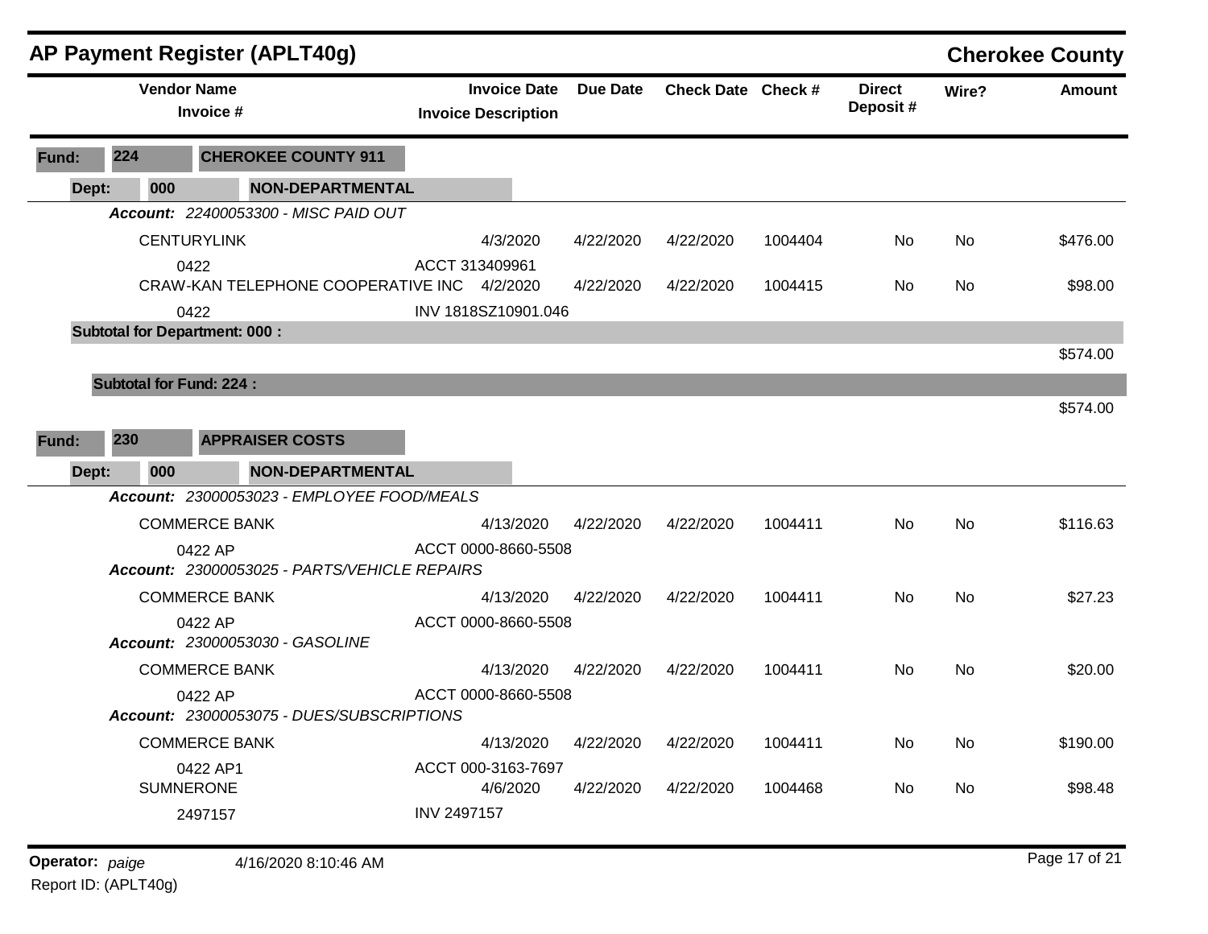# AP Payment Register (APLT40g)

**Cherokee County**

| Vendor Name / Invoice # | Invoice Date / Invoice Description | Due Date | Check Date | Check # | Direct Deposit # | Wire? | Amount |
|---|---|---|---|---|---|---|---|
| **Fund: 224 CHEROKEE COUNTY 911** | | | | | | | |
| **Dept: 000 NON-DEPARTMENTAL** | | | | | | | |
| ***Account: 22400053300 - MISC PAID OUT*** | | | | | | | |
| CENTURYLINK | 4/3/2020 | 4/22/2020 | 4/22/2020 | 1004404 | No | No | $476.00 |
| 0422 | ACCT 313409961 | | | | | | |
| CRAW-KAN TELEPHONE COOPERATIVE INC | 4/2/2020 | 4/22/2020 | 4/22/2020 | 1004415 | No | No | $98.00 |
| 0422 | INV 1818SZ10901.046 | | | | | | |
| **Subtotal for Department: 000 :** | | | | | | | $574.00 |
| **Subtotal for Fund: 224 :** | | | | | | | $574.00 |
| **Fund: 230 APPRAISER COSTS** | | | | | | | |
| **Dept: 000 NON-DEPARTMENTAL** | | | | | | | |
| ***Account: 23000053023 - EMPLOYEE FOOD/MEALS*** | | | | | | | |
| COMMERCE BANK | 4/13/2020 | 4/22/2020 | 4/22/2020 | 1004411 | No | No | $116.63 |
| 0422 AP | ACCT 0000-8660-5508 | | | | | | |
| ***Account: 23000053025 - PARTS/VEHICLE REPAIRS*** | | | | | | | |
| COMMERCE BANK | 4/13/2020 | 4/22/2020 | 4/22/2020 | 1004411 | No | No | $27.23 |
| 0422 AP | ACCT 0000-8660-5508 | | | | | | |
| ***Account: 23000053030 - GASOLINE*** | | | | | | | |
| COMMERCE BANK | 4/13/2020 | 4/22/2020 | 4/22/2020 | 1004411 | No | No | $20.00 |
| 0422 AP | ACCT 0000-8660-5508 | | | | | | |
| ***Account: 23000053075 - DUES/SUBSCRIPTIONS*** | | | | | | | |
| COMMERCE BANK | 4/13/2020 | 4/22/2020 | 4/22/2020 | 1004411 | No | No | $190.00 |
| 0422 AP1 | ACCT 000-3163-7697 | | | | | | |
| SUMNERONE | 4/6/2020 | 4/22/2020 | 4/22/2020 | 1004468 | No | No | $98.48 |
| 2497157 | INV 2497157 | | | | | | |

**Operator:** *paige* 4/16/2020 8:10:46 AM

Report ID: (APLT40g)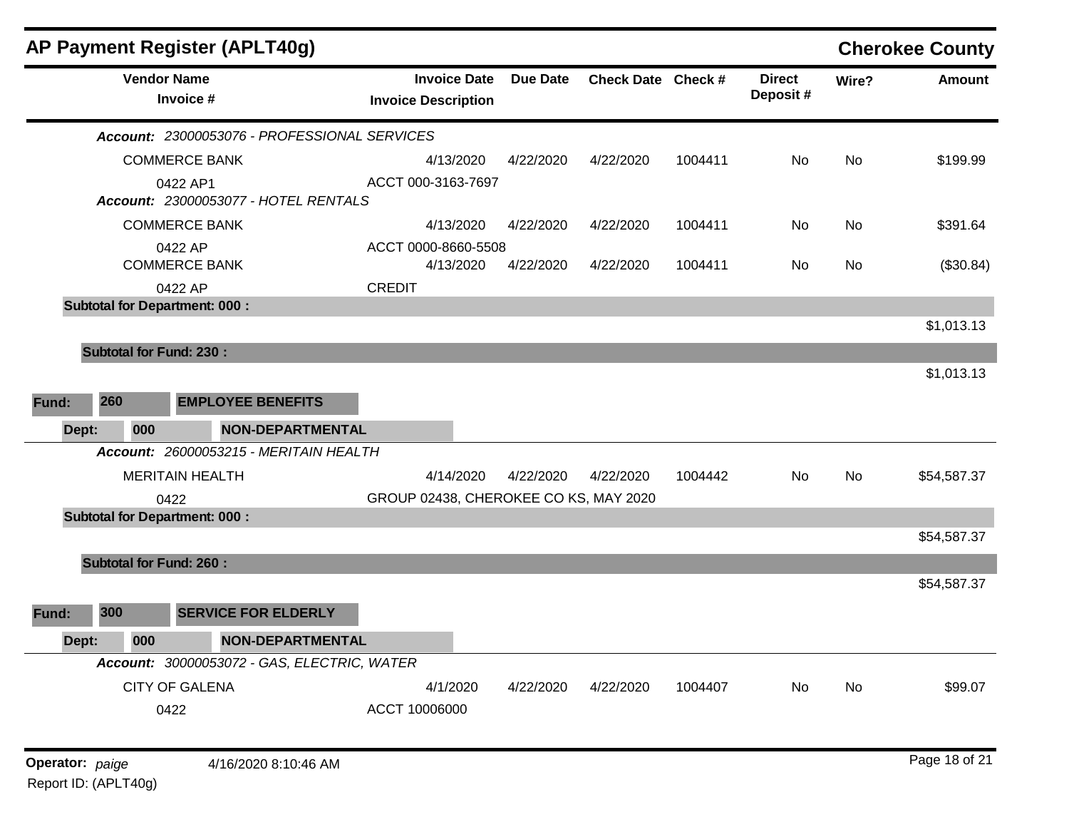## AP Payment Register (APLT40g)

**Cherokee County**

| Vendor Name / Invoice # | Invoice Date / Invoice Description | Due Date | Check Date | Check # | Direct Deposit # | Wire? | Amount |
|---|---|---|---|---|---|---|---|
| ***Account: 23000053076 - PROFESSIONAL SERVICES*** | | | | | | | |
| COMMERCE BANK | 4/13/2020 | 4/22/2020 | 4/22/2020 | 1004411 | No | No | $199.99 |
| 0422 AP1 | ACCT 000-3163-7697 | | | | | | |
| ***Account: 23000053077 - HOTEL RENTALS*** | | | | | | | |
| COMMERCE BANK | 4/13/2020 | 4/22/2020 | 4/22/2020 | 1004411 | No | No | $391.64 |
| 0422 AP | ACCT 0000-8660-5508 | | | | | | |
| COMMERCE BANK | 4/13/2020 | 4/22/2020 | 4/22/2020 | 1004411 | No | No | ($30.84) |
| 0422 AP | CREDIT | | | | | | |
| **Subtotal for Department: 000 :** | | | | | | | $1,013.13 |
| **Subtotal for Fund: 230 :** | | | | | | | $1,013.13 |

**Fund: 260 EMPLOYEE BENEFITS**

**Dept: 000 NON-DEPARTMENTAL**

| Vendor Name / Invoice # | Invoice Date / Invoice Description | Due Date | Check Date | Check # | Direct Deposit # | Wire? | Amount |
|---|---|---|---|---|---|---|---|
| ***Account: 26000053215 - MERITAIN HEALTH*** | | | | | | | |
| MERITAIN HEALTH | 4/14/2020 | 4/22/2020 | 4/22/2020 | 1004442 | No | No | $54,587.37 |
| 0422 | GROUP 02438, CHEROKEE CO KS, MAY 2020 | | | | | | |
| **Subtotal for Department: 000 :** | | | | | | | $54,587.37 |
| **Subtotal for Fund: 260 :** | | | | | | | $54,587.37 |

**Fund: 300 SERVICE FOR ELDERLY**

**Dept: 000 NON-DEPARTMENTAL**

| Vendor Name / Invoice # | Invoice Date / Invoice Description | Due Date | Check Date | Check # | Direct Deposit # | Wire? | Amount |
|---|---|---|---|---|---|---|---|
| ***Account: 30000053072 - GAS, ELECTRIC, WATER*** | | | | | | | |
| CITY OF GALENA | 4/1/2020 | 4/22/2020 | 4/22/2020 | 1004407 | No | No | $99.07 |
| 0422 | ACCT 10006000 | | | | | | |

**Operator:** *paige* 4/16/2020 8:10:46 AM

Report ID: (APLT40g)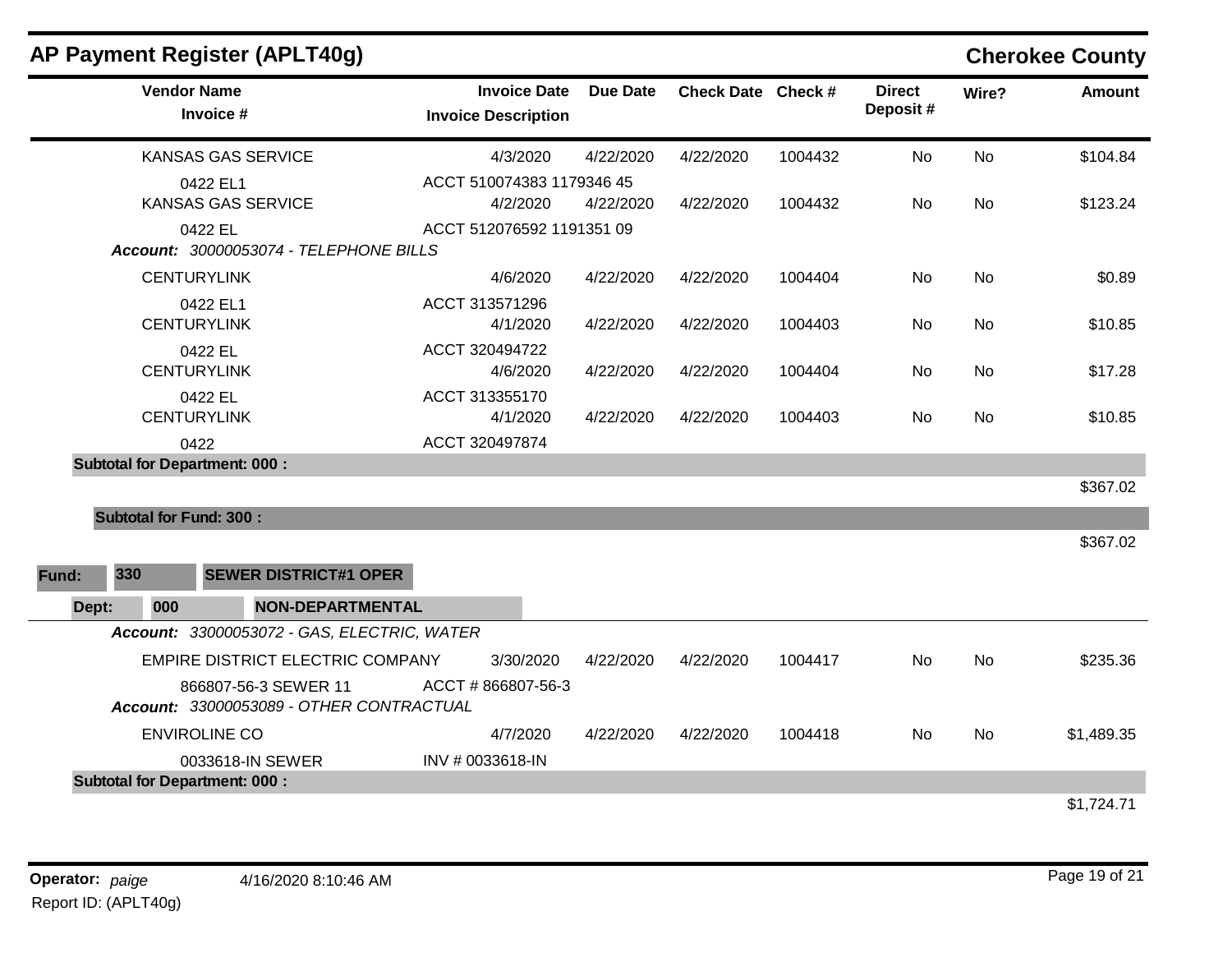## AP Payment Register (APLT40g)

**Cherokee County**

| Vendor Name / Invoice # | Invoice Date / Invoice Description | Due Date | Check Date | Check # | Direct Deposit # | Wire? | Amount |
|---|---|---|---|---|---|---|---|
| KANSAS GAS SERVICE | 4/3/2020 | 4/22/2020 | 4/22/2020 | 1004432 | No | No | $104.84 |
| 0422 EL1 | ACCT 510074383 1179346 45 | | | | | | |
| KANSAS GAS SERVICE | 4/2/2020 | 4/22/2020 | 4/22/2020 | 1004432 | No | No | $123.24 |
| 0422 EL | ACCT 512076592 1191351 09 | | | | | | |
| ***Account:*** *30000053074 - TELEPHONE BILLS* | | | | | | | |
| CENTURYLINK | 4/6/2020 | 4/22/2020 | 4/22/2020 | 1004404 | No | No | $0.89 |
| 0422 EL1 | ACCT 313571296 | | | | | | |
| CENTURYLINK | 4/1/2020 | 4/22/2020 | 4/22/2020 | 1004403 | No | No | $10.85 |
| 0422 EL | ACCT 320494722 | | | | | | |
| CENTURYLINK | 4/6/2020 | 4/22/2020 | 4/22/2020 | 1004404 | No | No | $17.28 |
| 0422 EL | ACCT 313355170 | | | | | | |
| CENTURYLINK | 4/1/2020 | 4/22/2020 | 4/22/2020 | 1004403 | No | No | $10.85 |
| 0422 | ACCT 320497874 | | | | | | |
| **Subtotal for Department: 000 :** | | | | | | | $367.02 |
| **Subtotal for Fund: 300 :** | | | | | | | $367.02 |

**Fund:** 330 **SEWER DISTRICT#1 OPER**

**Dept:** 000 **NON-DEPARTMENTAL**

| Vendor Name / Invoice # | Invoice Date / Invoice Description | Due Date | Check Date | Check # | Direct Deposit # | Wire? | Amount |
|---|---|---|---|---|---|---|---|
| ***Account:*** *33000053072 - GAS, ELECTRIC, WATER* | | | | | | | |
| EMPIRE DISTRICT ELECTRIC COMPANY | 3/30/2020 | 4/22/2020 | 4/22/2020 | 1004417 | No | No | $235.36 |
| 866807-56-3 SEWER 11 | ACCT # 866807-56-3 | | | | | | |
| ***Account:*** *33000053089 - OTHER CONTRACTUAL* | | | | | | | |
| ENVIROLINE CO | 4/7/2020 | 4/22/2020 | 4/22/2020 | 1004418 | No | No | $1,489.35 |
| 0033618-IN SEWER | INV # 0033618-IN | | | | | | |
| **Subtotal for Department: 000 :** | | | | | | | $1,724.71 |

**Operator:** *paige* 4/16/2020 8:10:46 AM

Report ID: (APLT40g)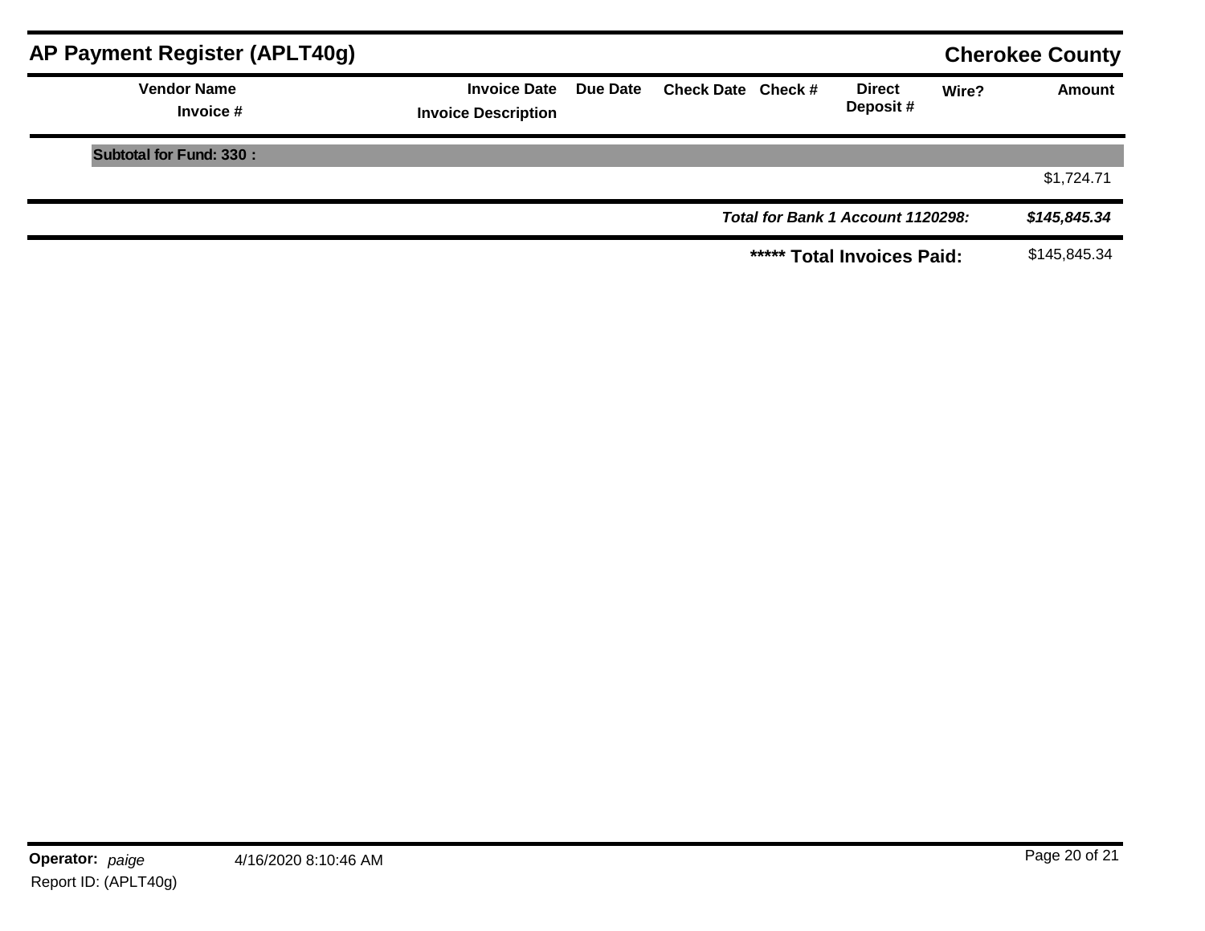## AP Payment Register (APLT40g) — Cherokee County

| Vendor Name / Invoice # | Invoice Date / Invoice Description | Due Date | Check Date | Check # | Direct Deposit # | Wire? | Amount |
|---|---|---|---|---|---|---|---|
| **Subtotal for Fund: 330 :** | | | | | | | $1,724.71 |
| | | | | | | ***Total for Bank 1 Account 1120298:*** | ***$145,845.34*** |
| | | | | | | **\*\*\*\*\* Total Invoices Paid:** | $145,845.34 |

**Operator:** *paige* 4/16/2020 8:10:46 AM
Report ID: (APLT40g)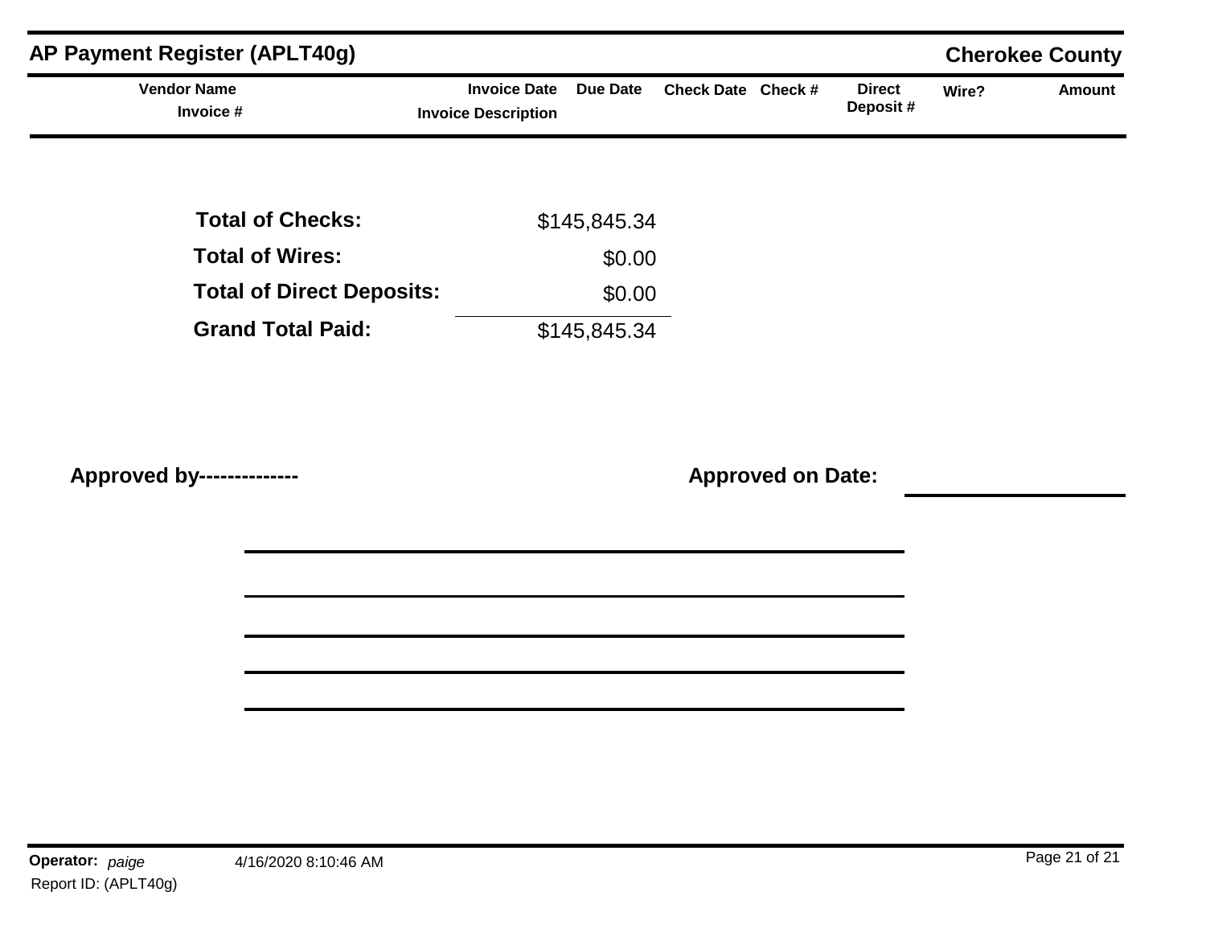## AP Payment Register (APLT40g)

**Cherokee County**

| Vendor Name / Invoice # | Invoice Date / Invoice Description | Due Date | Check Date | Check # | Direct Deposit # | Wire? | Amount |
|---|---|---|---|---|---|---|---|

| | |
|---|---|
| **Total of Checks:** | $145,845.34 |
| **Total of Wires:** | $0.00 |
| **Total of Direct Deposits:** | $0.00 |
| **Grand Total Paid:** | $145,845.34 |

**Approved by--------------**

**Approved on Date:** ____________________

______________________________________________

______________________________________________

______________________________________________

______________________________________________

______________________________________________

**Operator:** *paige* 4/16/2020 8:10:46 AM

Report ID: (APLT40g)